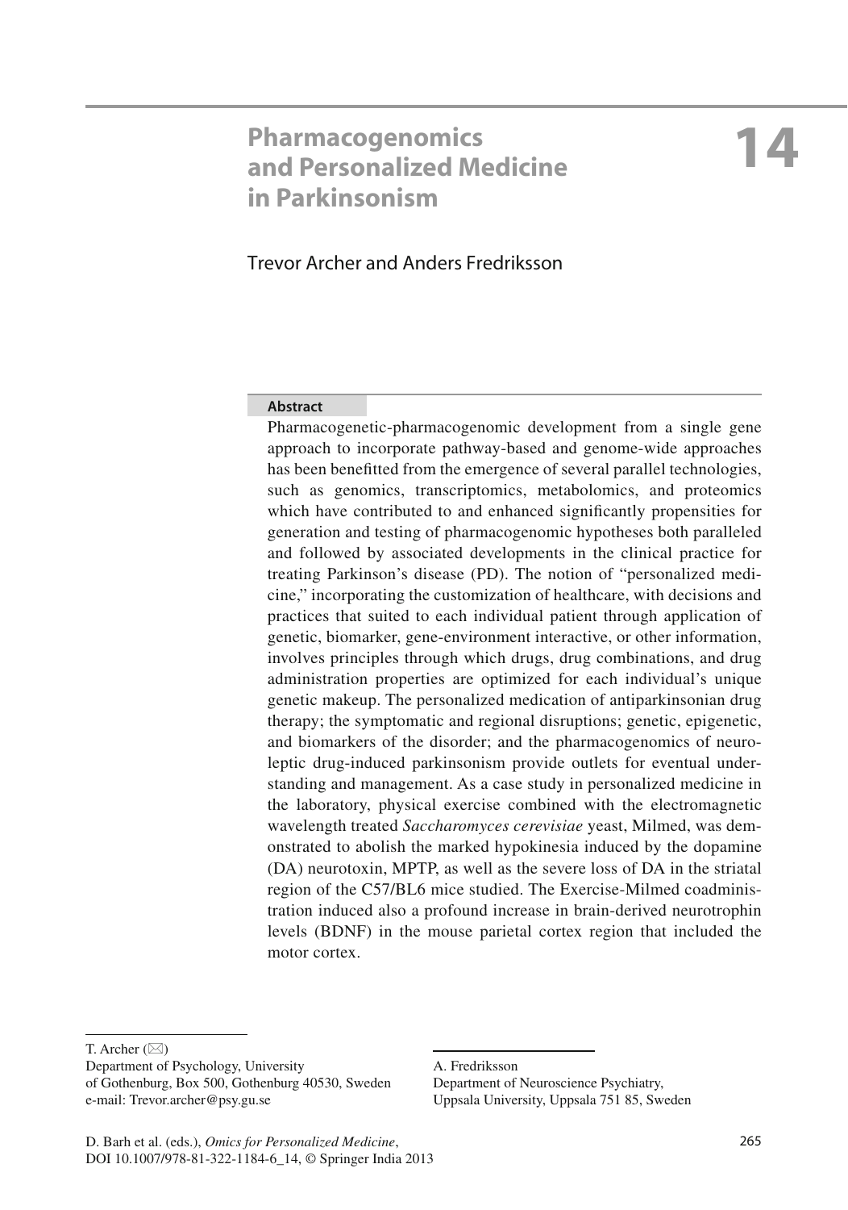# 14 Pharmacogenomics and Personalized Medicine in Parkinsonism

Trevor Archer and Anders Fredriksson

## Abstract

Pharmacogenetic-pharmacogenomic development from a single gene approach to incorporate pathway-based and genome-wide approaches has been benefitted from the emergence of several parallel technologies, such as genomics, transcriptomics, metabolomics, and proteomics which have contributed to and enhanced significantly propensities for generation and testing of pharmacogenomic hypotheses both paralleled and followed by associated developments in the clinical practice for treating Parkinson's disease (PD). The notion of "personalized medicine," incorporating the customization of healthcare, with decisions and practices that suited to each individual patient through application of genetic, biomarker, gene-environment interactive, or other information, involves principles through which drugs, drug combinations, and drug administration properties are optimized for each individual's unique genetic makeup. The personalized medication of antiparkinsonian drug therapy; the symptomatic and regional disruptions; genetic, epigenetic, and biomarkers of the disorder; and the pharmacogenomics of neuroleptic drug-induced parkinsonism provide outlets for eventual understanding and management. As a case study in personalized medicine in the laboratory, physical exercise combined with the electromagnetic wavelength treated *Saccharomyces cerevisiae* yeast, Milmed, was demonstrated to abolish the marked hypokinesia induced by the dopamine (DA) neurotoxin, MPTP, as well as the severe loss of DA in the striatal region of the C57/BL6 mice studied. The Exercise-Milmed coadministration induced also a profound increase in brain-derived neurotrophin levels (BDNF) in the mouse parietal cortex region that included the motor cortex.

T. Archer (✉)
Department of Psychology, University of Gothenburg, Box 500, Gothenburg 40530, Sweden
e-mail: Trevor.archer@psy.gu.se

A. Fredriksson
Department of Neuroscience Psychiatry, Uppsala University, Uppsala 751 85, Sweden

D. Barh et al. (eds.), *Omics for Personalized Medicine*,
DOI 10.1007/978-81-322-1184-6_14, © Springer India 2013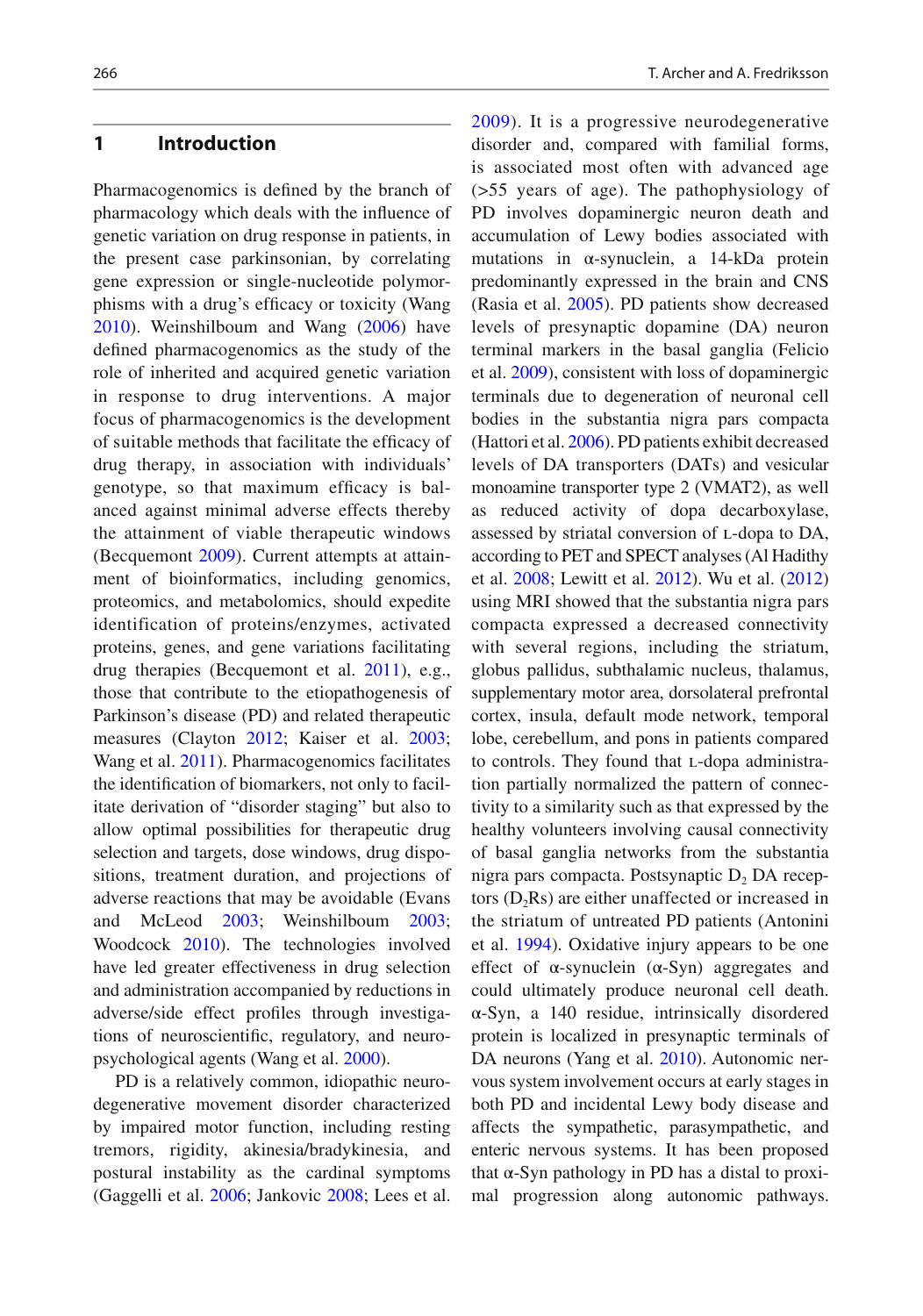## 1 Introduction

Pharmacogenomics is defined by the branch of pharmacology which deals with the influence of genetic variation on drug response in patients, in the present case parkinsonian, by correlating gene expression or single-nucleotide polymorphisms with a drug's efficacy or toxicity (Wang 2010). Weinshilboum and Wang (2006) have defined pharmacogenomics as the study of the role of inherited and acquired genetic variation in response to drug interventions. A major focus of pharmacogenomics is the development of suitable methods that facilitate the efficacy of drug therapy, in association with individuals' genotype, so that maximum efficacy is balanced against minimal adverse effects thereby the attainment of viable therapeutic windows (Becquemont 2009). Current attempts at attainment of bioinformatics, including genomics, proteomics, and metabolomics, should expedite identification of proteins/enzymes, activated proteins, genes, and gene variations facilitating drug therapies (Becquemont et al. 2011), e.g., those that contribute to the etiopathogenesis of Parkinson's disease (PD) and related therapeutic measures (Clayton 2012; Kaiser et al. 2003; Wang et al. 2011). Pharmacogenomics facilitates the identification of biomarkers, not only to facilitate derivation of "disorder staging" but also to allow optimal possibilities for therapeutic drug selection and targets, dose windows, drug dispositions, treatment duration, and projections of adverse reactions that may be avoidable (Evans and McLeod 2003; Weinshilboum 2003; Woodcock 2010). The technologies involved have led greater effectiveness in drug selection and administration accompanied by reductions in adverse/side effect profiles through investigations of neuroscientific, regulatory, and neuropsychological agents (Wang et al. 2000).

PD is a relatively common, idiopathic neurodegenerative movement disorder characterized by impaired motor function, including resting tremors, rigidity, akinesia/bradykinesia, and postural instability as the cardinal symptoms (Gaggelli et al. 2006; Jankovic 2008; Lees et al. 2009). It is a progressive neurodegenerative disorder and, compared with familial forms, is associated most often with advanced age (>55 years of age). The pathophysiology of PD involves dopaminergic neuron death and accumulation of Lewy bodies associated with mutations in α-synuclein, a 14-kDa protein predominantly expressed in the brain and CNS (Rasia et al. 2005). PD patients show decreased levels of presynaptic dopamine (DA) neuron terminal markers in the basal ganglia (Felicio et al. 2009), consistent with loss of dopaminergic terminals due to degeneration of neuronal cell bodies in the substantia nigra pars compacta (Hattori et al. 2006). PD patients exhibit decreased levels of DA transporters (DATs) and vesicular monoamine transporter type 2 (VMAT2), as well as reduced activity of dopa decarboxylase, assessed by striatal conversion of L-dopa to DA, according to PET and SPECT analyses (Al Hadithy et al. 2008; Lewitt et al. 2012). Wu et al. (2012) using MRI showed that the substantia nigra pars compacta expressed a decreased connectivity with several regions, including the striatum, globus pallidus, subthalamic nucleus, thalamus, supplementary motor area, dorsolateral prefrontal cortex, insula, default mode network, temporal lobe, cerebellum, and pons in patients compared to controls. They found that L-dopa administration partially normalized the pattern of connectivity to a similarity such as that expressed by the healthy volunteers involving causal connectivity of basal ganglia networks from the substantia nigra pars compacta. Postsynaptic $D_2$ DA receptors ($D_2$Rs) are either unaffected or increased in the striatum of untreated PD patients (Antonini et al. 1994). Oxidative injury appears to be one effect of α-synuclein (α-Syn) aggregates and could ultimately produce neuronal cell death. α-Syn, a 140 residue, intrinsically disordered protein is localized in presynaptic terminals of DA neurons (Yang et al. 2010). Autonomic nervous system involvement occurs at early stages in both PD and incidental Lewy body disease and affects the sympathetic, parasympathetic, and enteric nervous systems. It has been proposed that α-Syn pathology in PD has a distal to proximal progression along autonomic pathways.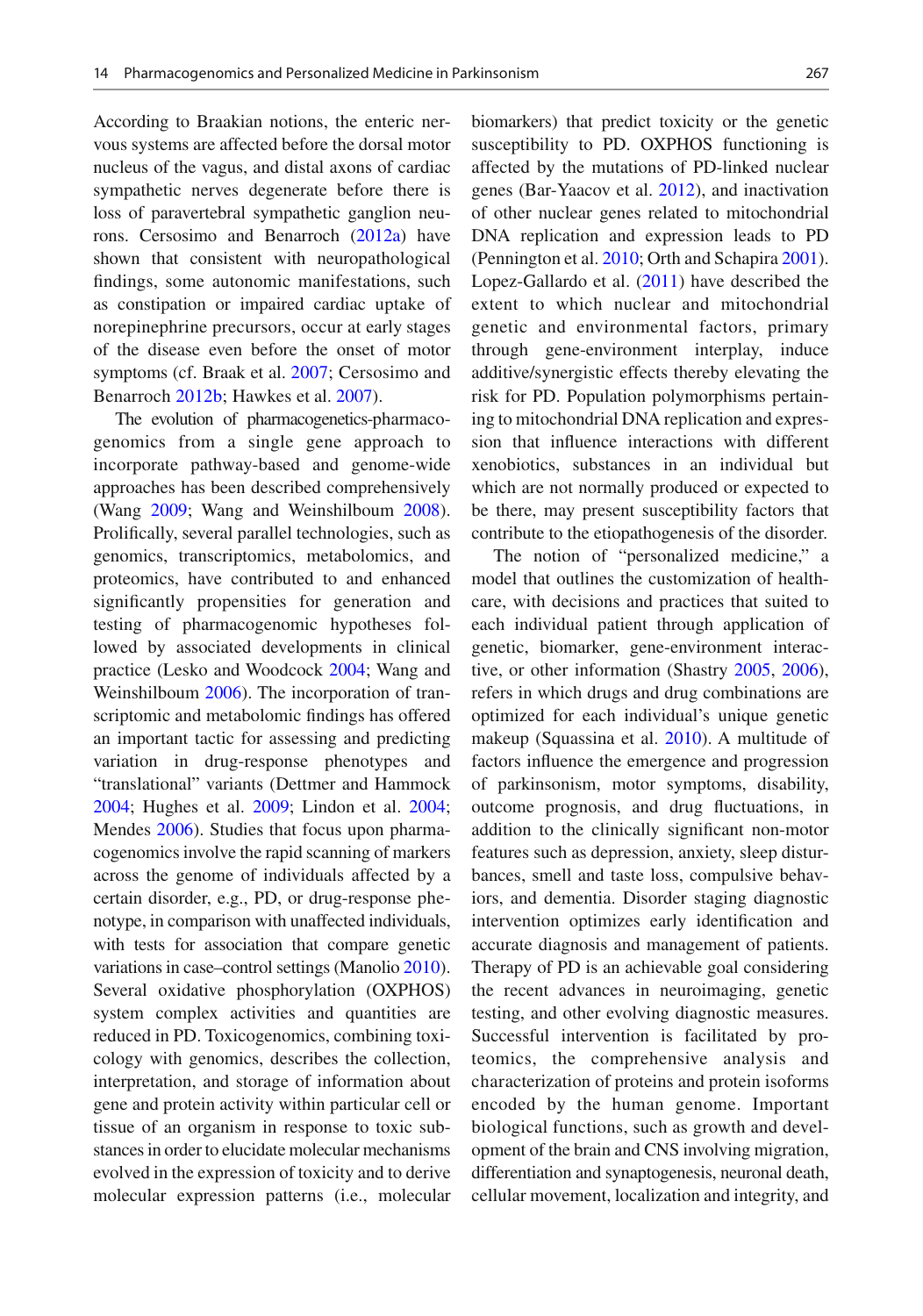According to Braakian notions, the enteric nervous systems are affected before the dorsal motor nucleus of the vagus, and distal axons of cardiac sympathetic nerves degenerate before there is loss of paravertebral sympathetic ganglion neurons. Cersosimo and Benarroch (2012a) have shown that consistent with neuropathological findings, some autonomic manifestations, such as constipation or impaired cardiac uptake of norepinephrine precursors, occur at early stages of the disease even before the onset of motor symptoms (cf. Braak et al. 2007; Cersosimo and Benarroch 2012b; Hawkes et al. 2007).

The evolution of pharmacogenetics-pharmacogenomics from a single gene approach to incorporate pathway-based and genome-wide approaches has been described comprehensively (Wang 2009; Wang and Weinshilbourn 2008). Prolifically, several parallel technologies, such as genomics, transcriptomics, metabolomics, and proteomics, have contributed to and enhanced significantly propensities for generation and testing of pharmacogenomic hypotheses followed by associated developments in clinical practice (Lesko and Woodcock 2004; Wang and Weinshilbourn 2006). The incorporation of transcriptomic and metabolomic findings has offered an important tactic for assessing and predicting variation in drug-response phenotypes and "translational" variants (Dettmer and Hammock 2004; Hughes et al. 2009; Lindon et al. 2004; Mendes 2006). Studies that focus upon pharmacogenomics involve the rapid scanning of markers across the genome of individuals affected by a certain disorder, e.g., PD, or drug-response phenotype, in comparison with unaffected individuals, with tests for association that compare genetic variations in case–control settings (Manolio 2010). Several oxidative phosphorylation (OXPHOS) system complex activities and quantities are reduced in PD. Toxicogenomics, combining toxicology with genomics, describes the collection, interpretation, and storage of information about gene and protein activity within particular cell or tissue of an organism in response to toxic substances in order to elucidate molecular mechanisms evolved in the expression of toxicity and to derive molecular expression patterns (i.e., molecular biomarkers) that predict toxicity or the genetic susceptibility to PD. OXPHOS functioning is affected by the mutations of PD-linked nuclear genes (Bar-Yaacov et al. 2012), and inactivation of other nuclear genes related to mitochondrial DNA replication and expression leads to PD (Pennington et al. 2010; Orth and Schapira 2001). Lopez-Gallardo et al. (2011) have described the extent to which nuclear and mitochondrial genetic and environmental factors, primary through gene-environment interplay, induce additive/synergistic effects thereby elevating the risk for PD. Population polymorphisms pertaining to mitochondrial DNA replication and expression that influence interactions with different xenobiotics, substances in an individual but which are not normally produced or expected to be there, may present susceptibility factors that contribute to the etiopathogenesis of the disorder.

The notion of "personalized medicine," a model that outlines the customization of healthcare, with decisions and practices that suited to each individual patient through application of genetic, biomarker, gene-environment interactive, or other information (Shastry 2005, 2006), refers in which drugs and drug combinations are optimized for each individual's unique genetic makeup (Squassina et al. 2010). A multitude of factors influence the emergence and progression of parkinsonism, motor symptoms, disability, outcome prognosis, and drug fluctuations, in addition to the clinically significant non-motor features such as depression, anxiety, sleep disturbances, smell and taste loss, compulsive behaviors, and dementia. Disorder staging diagnostic intervention optimizes early identification and accurate diagnosis and management of patients. Therapy of PD is an achievable goal considering the recent advances in neuroimaging, genetic testing, and other evolving diagnostic measures. Successful intervention is facilitated by proteomics, the comprehensive analysis and characterization of proteins and protein isoforms encoded by the human genome. Important biological functions, such as growth and development of the brain and CNS involving migration, differentiation and synaptogenesis, neuronal death, cellular movement, localization and integrity, and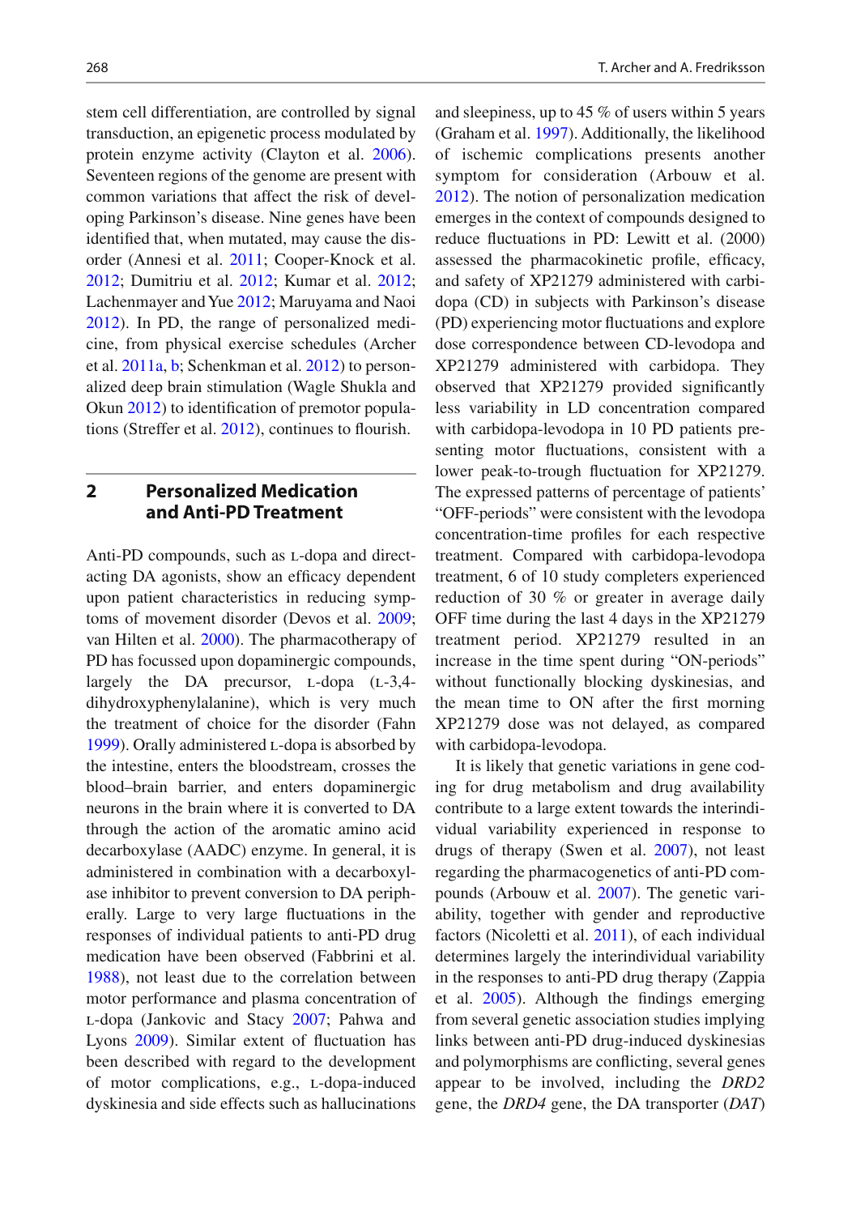stem cell differentiation, are controlled by signal transduction, an epigenetic process modulated by protein enzyme activity (Clayton et al. 2006). Seventeen regions of the genome are present with common variations that affect the risk of developing Parkinson's disease. Nine genes have been identified that, when mutated, may cause the disorder (Annesi et al. 2011; Cooper-Knock et al. 2012; Dumitriu et al. 2012; Kumar et al. 2012; Lachenmayer and Yue 2012; Maruyama and Naoi 2012). In PD, the range of personalized medicine, from physical exercise schedules (Archer et al. 2011a, b; Schenkman et al. 2012) to personalized deep brain stimulation (Wagle Shukla and Okun 2012) to identification of premotor populations (Streffer et al. 2012), continues to flourish.

## 2 Personalized Medication and Anti-PD Treatment

Anti-PD compounds, such as L-dopa and direct-acting DA agonists, show an efficacy dependent upon patient characteristics in reducing symptoms of movement disorder (Devos et al. 2009; van Hilten et al. 2000). The pharmacotherapy of PD has focussed upon dopaminergic compounds, largely the DA precursor, L-dopa (L-3,4-dihydroxyphenylalanine), which is very much the treatment of choice for the disorder (Fahn 1999). Orally administered L-dopa is absorbed by the intestine, enters the bloodstream, crosses the blood–brain barrier, and enters dopaminergic neurons in the brain where it is converted to DA through the action of the aromatic amino acid decarboxylase (AADC) enzyme. In general, it is administered in combination with a decarboxylase inhibitor to prevent conversion to DA peripherally. Large to very large fluctuations in the responses of individual patients to anti-PD drug medication have been observed (Fabbrini et al. 1988), not least due to the correlation between motor performance and plasma concentration of L-dopa (Jankovic and Stacy 2007; Pahwa and Lyons 2009). Similar extent of fluctuation has been described with regard to the development of motor complications, e.g., L-dopa-induced dyskinesia and side effects such as hallucinations and sleepiness, up to 45 % of users within 5 years (Graham et al. 1997). Additionally, the likelihood of ischemic complications presents another symptom for consideration (Arbouw et al. 2012). The notion of personalization medication emerges in the context of compounds designed to reduce fluctuations in PD: Lewitt et al. (2000) assessed the pharmacokinetic profile, efficacy, and safety of XP21279 administered with carbidopa (CD) in subjects with Parkinson's disease (PD) experiencing motor fluctuations and explore dose correspondence between CD-levodopa and XP21279 administered with carbidopa. They observed that XP21279 provided significantly less variability in LD concentration compared with carbidopa-levodopa in 10 PD patients presenting motor fluctuations, consistent with a lower peak-to-trough fluctuation for XP21279. The expressed patterns of percentage of patients' "OFF-periods" were consistent with the levodopa concentration-time profiles for each respective treatment. Compared with carbidopa-levodopa treatment, 6 of 10 study completers experienced reduction of 30 % or greater in average daily OFF time during the last 4 days in the XP21279 treatment period. XP21279 resulted in an increase in the time spent during "ON-periods" without functionally blocking dyskinesias, and the mean time to ON after the first morning XP21279 dose was not delayed, as compared with carbidopa-levodopa.

It is likely that genetic variations in gene coding for drug metabolism and drug availability contribute to a large extent towards the interindividual variability experienced in response to drugs of therapy (Swen et al. 2007), not least regarding the pharmacogenetics of anti-PD compounds (Arbouw et al. 2007). The genetic variability, together with gender and reproductive factors (Nicoletti et al. 2011), of each individual determines largely the interindividual variability in the responses to anti-PD drug therapy (Zappia et al. 2005). Although the findings emerging from several genetic association studies implying links between anti-PD drug-induced dyskinesias and polymorphisms are conflicting, several genes appear to be involved, including the *DRD2* gene, the *DRD4* gene, the DA transporter (*DAT*)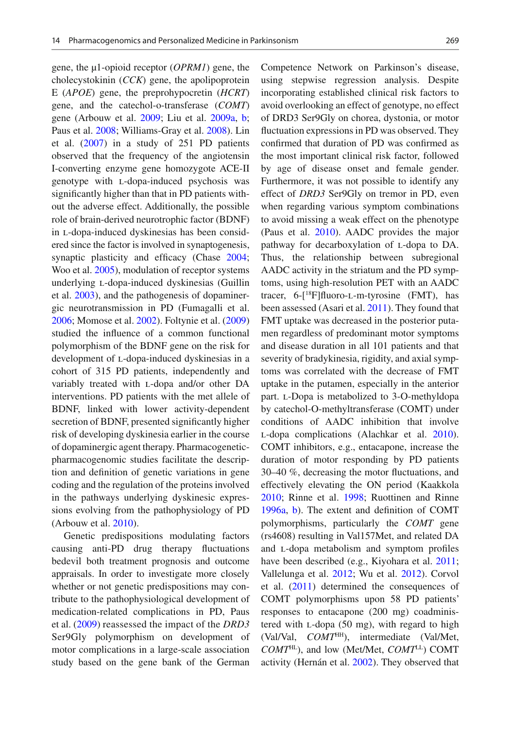gene, the μ1-opioid receptor (*OPRM1*) gene, the cholecystokinin (*CCK*) gene, the apolipoprotein E (*APOE*) gene, the preprohypocretin (*HCRT*) gene, and the catechol-o-transferase (*COMT*) gene (Arbouw et al. 2009; Liu et al. 2009a, b; Paus et al. 2008; Williams-Gray et al. 2008). Lin et al. (2007) in a study of 251 PD patients observed that the frequency of the angiotensin I-converting enzyme gene homozygote ACE-II genotype with L-dopa-induced psychosis was significantly higher than that in PD patients without the adverse effect. Additionally, the possible role of brain-derived neurotrophic factor (BDNF) in L-dopa-induced dyskinesias has been considered since the factor is involved in synaptogenesis, synaptic plasticity and efficacy (Chase 2004; Woo et al. 2005), modulation of receptor systems underlying L-dopa-induced dyskinesias (Guillin et al. 2003), and the pathogenesis of dopaminergic neurotransmission in PD (Fumagalli et al. 2006; Momose et al. 2002). Foltynie et al. (2009) studied the influence of a common functional polymorphism of the BDNF gene on the risk for development of L-dopa-induced dyskinesias in a cohort of 315 PD patients, independently and variably treated with L-dopa and/or other DA interventions. PD patients with the met allele of BDNF, linked with lower activity-dependent secretion of BDNF, presented significantly higher risk of developing dyskinesia earlier in the course of dopaminergic agent therapy. Pharmacogenetic-pharmacogenomic studies facilitate the description and definition of genetic variations in gene coding and the regulation of the proteins involved in the pathways underlying dyskinesic expressions evolving from the pathophysiology of PD (Arbouw et al. 2010).

Genetic predispositions modulating factors causing anti-PD drug therapy fluctuations bedevil both treatment prognosis and outcome appraisals. In order to investigate more closely whether or not genetic predispositions may contribute to the pathophysiological development of medication-related complications in PD, Paus et al. (2009) reassessed the impact of the *DRD3* Ser9Gly polymorphism on development of motor complications in a large-scale association study based on the gene bank of the German Competence Network on Parkinson's disease, using stepwise regression analysis. Despite incorporating established clinical risk factors to avoid overlooking an effect of genotype, no effect of DRD3 Ser9Gly on chorea, dystonia, or motor fluctuation expressions in PD was observed. They confirmed that duration of PD was confirmed as the most important clinical risk factor, followed by age of disease onset and female gender. Furthermore, it was not possible to identify any effect of *DRD3* Ser9Gly on tremor in PD, even when regarding various symptom combinations to avoid missing a weak effect on the phenotype (Paus et al. 2010). AADC provides the major pathway for decarboxylation of L-dopa to DA. Thus, the relationship between subregional AADC activity in the striatum and the PD symptoms, using high-resolution PET with an AADC tracer, 6-[$^{18}$F]fluoro-L-m-tyrosine (FMT), has been assessed (Asari et al. 2011). They found that FMT uptake was decreased in the posterior putamen regardless of predominant motor symptoms and disease duration in all 101 patients and that severity of bradykinesia, rigidity, and axial symptoms was correlated with the decrease of FMT uptake in the putamen, especially in the anterior part. L-Dopa is metabolized to 3-O-methyldopa by catechol-O-methyltransferase (COMT) under conditions of AADC inhibition that involve L-dopa complications (Alachkar et al. 2010). COMT inhibitors, e.g., entacapone, increase the duration of motor responding by PD patients 30–40 %, decreasing the motor fluctuations, and effectively elevating the ON period (Kaakkola 2010; Rinne et al. 1998; Ruottinen and Rinne 1996a, b). The extent and definition of COMT polymorphisms, particularly the *COMT* gene (rs4608) resulting in Val157Met, and related DA and L-dopa metabolism and symptom profiles have been described (e.g., Kiyohara et al. 2011; Vallelunga et al. 2012; Wu et al. 2012). Corvol et al. (2011) determined the consequences of COMT polymorphisms upon 58 PD patients' responses to entacapone (200 mg) coadministered with L-dopa (50 mg), with regard to high (Val/Val, *COMT*$^{HH}$), intermediate (Val/Met, *COMT*$^{HL}$), and low (Met/Met, *COMT*$^{LL}$) COMT activity (Hernán et al. 2002). They observed that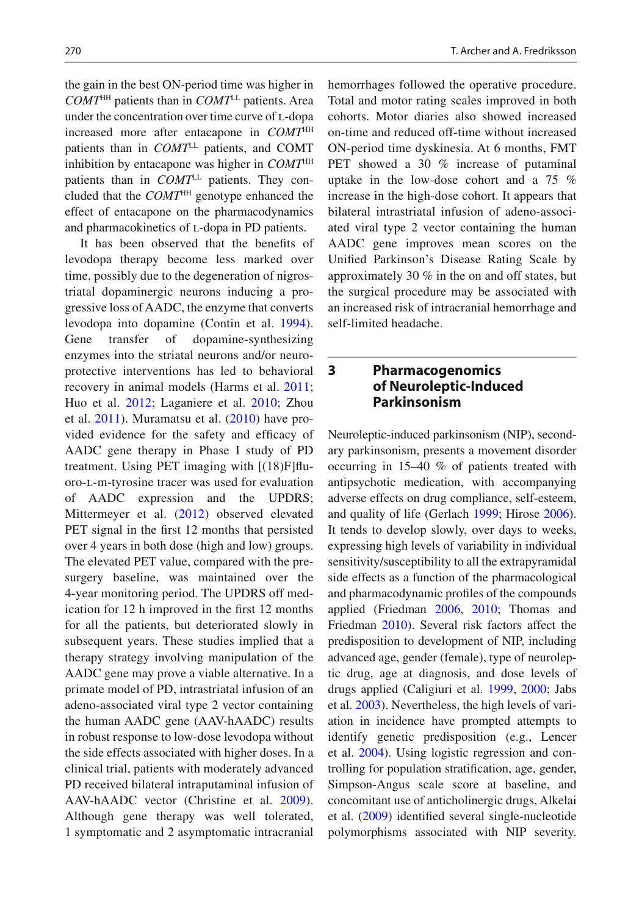the gain in the best ON-period time was higher in $COMT^{HH}$ patients than in $COMT^{LL}$ patients. Area under the concentration over time curve of L-dopa increased more after entacapone in $COMT^{HH}$ patients than in $COMT^{LL}$ patients, and COMT inhibition by entacapone was higher in $COMT^{HH}$ patients than in $COMT^{LL}$ patients. They concluded that the $COMT^{HH}$ genotype enhanced the effect of entacapone on the pharmacodynamics and pharmacokinetics of L-dopa in PD patients.

It has been observed that the benefits of levodopa therapy become less marked over time, possibly due to the degeneration of nigrostriatal dopaminergic neurons inducing a progressive loss of AADC, the enzyme that converts levodopa into dopamine (Contin et al. 1994). Gene transfer of dopamine-synthesizing enzymes into the striatal neurons and/or neuroprotective interventions has led to behavioral recovery in animal models (Harms et al. 2011; Huo et al. 2012; Laganiere et al. 2010; Zhou et al. 2011). Muramatsu et al. (2010) have provided evidence for the safety and efficacy of AADC gene therapy in Phase I study of PD treatment. Using PET imaging with [(18)F]fluoro-L-m-tyrosine tracer was used for evaluation of AADC expression and the UPDRS; Mittermeyer et al. (2012) observed elevated PET signal in the first 12 months that persisted over 4 years in both dose (high and low) groups. The elevated PET value, compared with the presurgery baseline, was maintained over the 4-year monitoring period. The UPDRS off medication for 12 h improved in the first 12 months for all the patients, but deteriorated slowly in subsequent years. These studies implied that a therapy strategy involving manipulation of the AADC gene may prove a viable alternative. In a primate model of PD, intrastriatal infusion of an adeno-associated viral type 2 vector containing the human AADC gene (AAV-hAADC) results in robust response to low-dose levodopa without the side effects associated with higher doses. In a clinical trial, patients with moderately advanced PD received bilateral intraputaminal infusion of AAV-hAADC vector (Christine et al. 2009). Although gene therapy was well tolerated, 1 symptomatic and 2 asymptomatic intracranial hemorrhages followed the operative procedure. Total and motor rating scales improved in both cohorts. Motor diaries also showed increased on-time and reduced off-time without increased ON-period time dyskinesia. At 6 months, FMT PET showed a 30 % increase of putaminal uptake in the low-dose cohort and a 75 % increase in the high-dose cohort. It appears that bilateral intrastriatal infusion of adeno-associated viral type 2 vector containing the human AADC gene improves mean scores on the Unified Parkinson's Disease Rating Scale by approximately 30 % in the on and off states, but the surgical procedure may be associated with an increased risk of intracranial hemorrhage and self-limited headache.

## 3 Pharmacogenomics of Neuroleptic-Induced Parkinsonism

Neuroleptic-induced parkinsonism (NIP), secondary parkinsonism, presents a movement disorder occurring in 15–40 % of patients treated with antipsychotic medication, with accompanying adverse effects on drug compliance, self-esteem, and quality of life (Gerlach 1999; Hirose 2006). It tends to develop slowly, over days to weeks, expressing high levels of variability in individual sensitivity/susceptibility to all the extrapyramidal side effects as a function of the pharmacological and pharmacodynamic profiles of the compounds applied (Friedman 2006, 2010; Thomas and Friedman 2010). Several risk factors affect the predisposition to development of NIP, including advanced age, gender (female), type of neuroleptic drug, age at diagnosis, and dose levels of drugs applied (Caligiuri et al. 1999, 2000; Jabs et al. 2003). Nevertheless, the high levels of variation in incidence have prompted attempts to identify genetic predisposition (e.g., Lencer et al. 2004). Using logistic regression and controlling for population stratification, age, gender, Simpson-Angus scale score at baseline, and concomitant use of anticholinergic drugs, Alkelai et al. (2009) identified several single-nucleotide polymorphisms associated with NIP severity.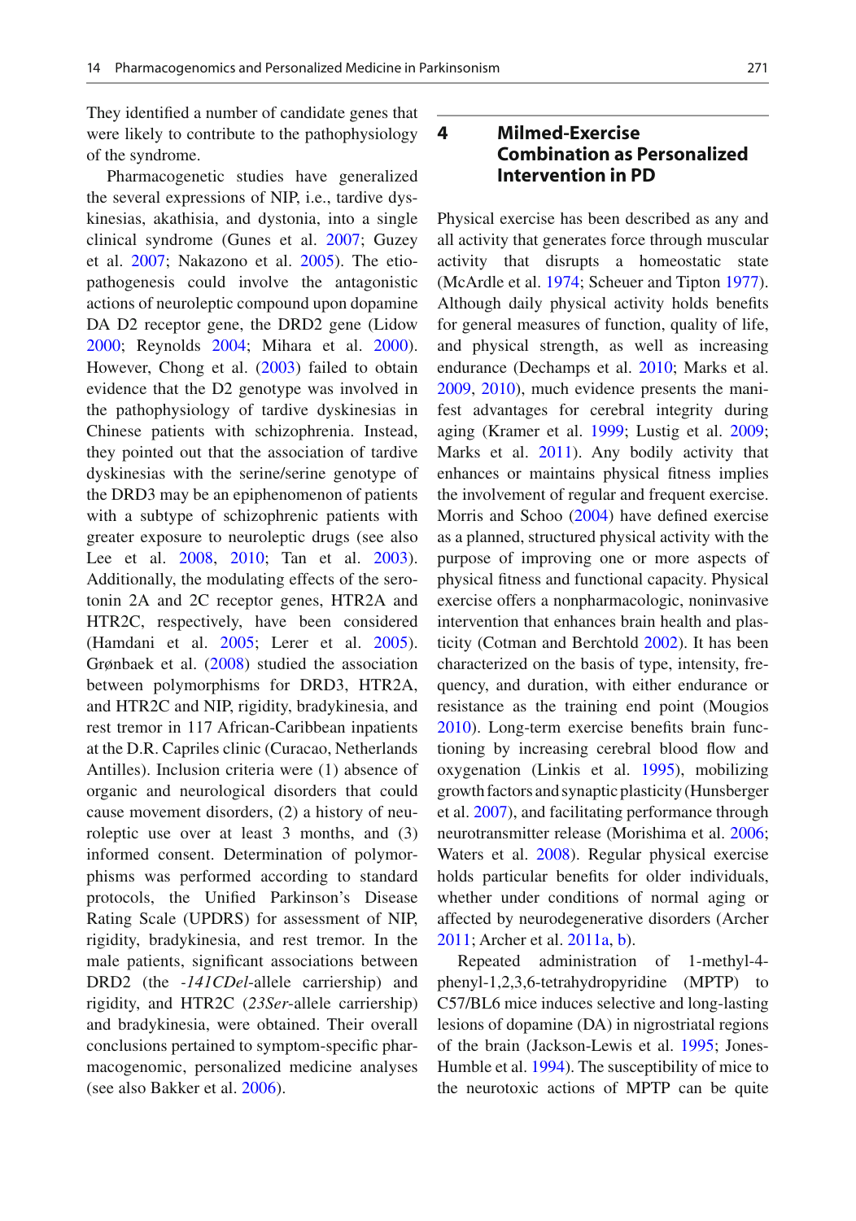They identified a number of candidate genes that were likely to contribute to the pathophysiology of the syndrome.

Pharmacogenetic studies have generalized the several expressions of NIP, i.e., tardive dyskinesias, akathisia, and dystonia, into a single clinical syndrome (Gunes et al. 2007; Guzey et al. 2007; Nakazono et al. 2005). The etiopathogenesis could involve the antagonistic actions of neuroleptic compound upon dopamine DA D2 receptor gene, the DRD2 gene (Lidow 2000; Reynolds 2004; Mihara et al. 2000). However, Chong et al. (2003) failed to obtain evidence that the D2 genotype was involved in the pathophysiology of tardive dyskinesias in Chinese patients with schizophrenia. Instead, they pointed out that the association of tardive dyskinesias with the serine/serine genotype of the DRD3 may be an epiphenomenon of patients with a subtype of schizophrenic patients with greater exposure to neuroleptic drugs (see also Lee et al. 2008, 2010; Tan et al. 2003). Additionally, the modulating effects of the serotonin 2A and 2C receptor genes, HTR2A and HTR2C, respectively, have been considered (Hamdani et al. 2005; Lerer et al. 2005). Grønbaek et al. (2008) studied the association between polymorphisms for DRD3, HTR2A, and HTR2C and NIP, rigidity, bradykinesia, and rest tremor in 117 African-Caribbean inpatients at the D.R. Capriles clinic (Curacao, Netherlands Antilles). Inclusion criteria were (1) absence of organic and neurological disorders that could cause movement disorders, (2) a history of neuroleptic use over at least 3 months, and (3) informed consent. Determination of polymorphisms was performed according to standard protocols, the Unified Parkinson's Disease Rating Scale (UPDRS) for assessment of NIP, rigidity, bradykinesia, and rest tremor. In the male patients, significant associations between DRD2 (the *-141CDel*-allele carriership) and rigidity, and HTR2C (*23Ser*-allele carriership) and bradykinesia, were obtained. Their overall conclusions pertained to symptom-specific pharmacogenomic, personalized medicine analyses (see also Bakker et al. 2006).

## 4 Milmed-Exercise Combination as Personalized Intervention in PD

Physical exercise has been described as any and all activity that generates force through muscular activity that disrupts a homeostatic state (McArdle et al. 1974; Scheuer and Tipton 1977). Although daily physical activity holds benefits for general measures of function, quality of life, and physical strength, as well as increasing endurance (Dechamps et al. 2010; Marks et al. 2009, 2010), much evidence presents the manifest advantages for cerebral integrity during aging (Kramer et al. 1999; Lustig et al. 2009; Marks et al. 2011). Any bodily activity that enhances or maintains physical fitness implies the involvement of regular and frequent exercise. Morris and Schoo (2004) have defined exercise as a planned, structured physical activity with the purpose of improving one or more aspects of physical fitness and functional capacity. Physical exercise offers a nonpharmacologic, noninvasive intervention that enhances brain health and plasticity (Cotman and Berchtold 2002). It has been characterized on the basis of type, intensity, frequency, and duration, with either endurance or resistance as the training end point (Mougios 2010). Long-term exercise benefits brain functioning by increasing cerebral blood flow and oxygenation (Linkis et al. 1995), mobilizing growth factors and synaptic plasticity (Hunsberger et al. 2007), and facilitating performance through neurotransmitter release (Morishima et al. 2006; Waters et al. 2008). Regular physical exercise holds particular benefits for older individuals, whether under conditions of normal aging or affected by neurodegenerative disorders (Archer 2011; Archer et al. 2011a, b).

Repeated administration of 1-methyl-4-phenyl-1,2,3,6-tetrahydropyridine (MPTP) to C57/BL6 mice induces selective and long-lasting lesions of dopamine (DA) in nigrostriatal regions of the brain (Jackson-Lewis et al. 1995; Jones-Humble et al. 1994). The susceptibility of mice to the neurotoxic actions of MPTP can be quite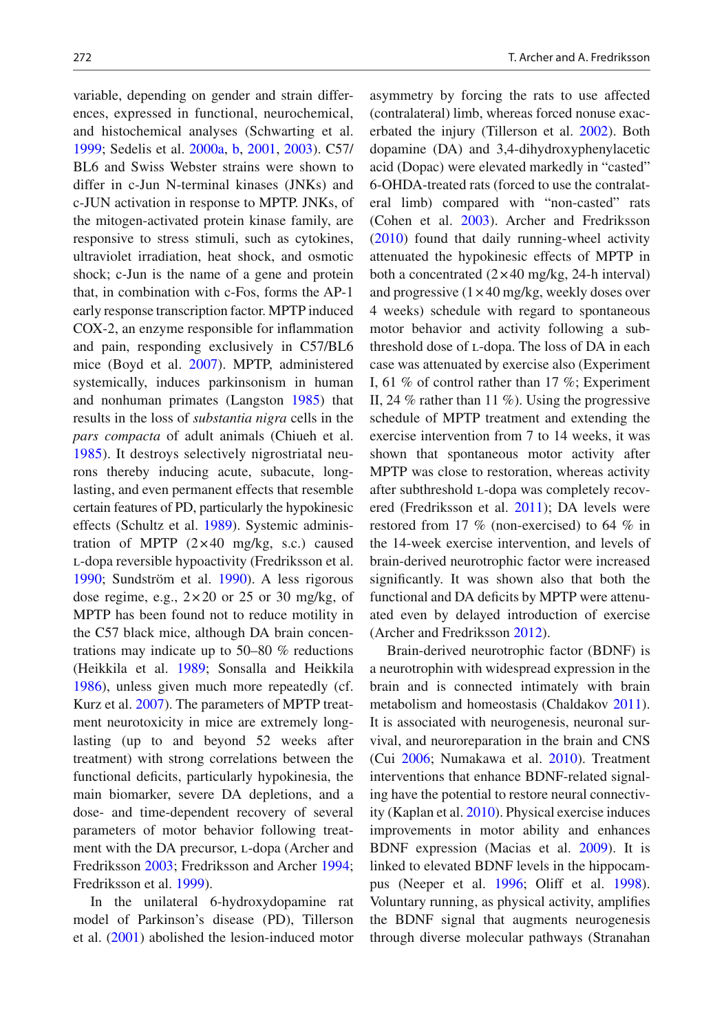variable, depending on gender and strain differences, expressed in functional, neurochemical, and histochemical analyses (Schwarting et al. 1999; Sedelis et al. 2000a, b, 2001, 2003). C57/BL6 and Swiss Webster strains were shown to differ in c-Jun N-terminal kinases (JNKs) and c-JUN activation in response to MPTP. JNKs, of the mitogen-activated protein kinase family, are responsive to stress stimuli, such as cytokines, ultraviolet irradiation, heat shock, and osmotic shock; c-Jun is the name of a gene and protein that, in combination with c-Fos, forms the AP-1 early response transcription factor. MPTP induced COX-2, an enzyme responsible for inflammation and pain, responding exclusively in C57/BL6 mice (Boyd et al. 2007). MPTP, administered systemically, induces parkinsonism in human and nonhuman primates (Langston 1985) that results in the loss of *substantia nigra* cells in the *pars compacta* of adult animals (Chiueh et al. 1985). It destroys selectively nigrostriatal neurons thereby inducing acute, subacute, long-lasting, and even permanent effects that resemble certain features of PD, particularly the hypokinesic effects (Schultz et al. 1989). Systemic administration of MPTP ($2\times40$ mg/kg, s.c.) caused L-dopa reversible hypoactivity (Fredriksson et al. 1990; Sundström et al. 1990). A less rigorous dose regime, e.g., $2\times20$ or 25 or 30 mg/kg, of MPTP has been found not to reduce motility in the C57 black mice, although DA brain concentrations may indicate up to 50–80 % reductions (Heikkila et al. 1989; Sonsalla and Heikkila 1986), unless given much more repeatedly (cf. Kurz et al. 2007). The parameters of MPTP treatment neurotoxicity in mice are extremely long-lasting (up to and beyond 52 weeks after treatment) with strong correlations between the functional deficits, particularly hypokinesia, the main biomarker, severe DA depletions, and a dose- and time-dependent recovery of several parameters of motor behavior following treatment with the DA precursor, L-dopa (Archer and Fredriksson 2003; Fredriksson and Archer 1994; Fredriksson et al. 1999).

In the unilateral 6-hydroxydopamine rat model of Parkinson's disease (PD), Tillerson et al. (2001) abolished the lesion-induced motor asymmetry by forcing the rats to use affected (contralateral) limb, whereas forced nonuse exacerbated the injury (Tillerson et al. 2002). Both dopamine (DA) and 3,4-dihydroxyphenylacetic acid (Dopac) were elevated markedly in "casted" 6-OHDA-treated rats (forced to use the contralateral limb) compared with "non-casted" rats (Cohen et al. 2003). Archer and Fredriksson (2010) found that daily running-wheel activity attenuated the hypokinesic effects of MPTP in both a concentrated ($2\times40$ mg/kg, 24-h interval) and progressive ($1\times40$ mg/kg, weekly doses over 4 weeks) schedule with regard to spontaneous motor behavior and activity following a subthreshold dose of L-dopa. The loss of DA in each case was attenuated by exercise also (Experiment I, 61 % of control rather than 17 %; Experiment II, 24 % rather than 11 %). Using the progressive schedule of MPTP treatment and extending the exercise intervention from 7 to 14 weeks, it was shown that spontaneous motor activity after MPTP was close to restoration, whereas activity after subthreshold L-dopa was completely recovered (Fredriksson et al. 2011); DA levels were restored from 17 % (non-exercised) to 64 % in the 14-week exercise intervention, and levels of brain-derived neurotrophic factor were increased significantly. It was shown also that both the functional and DA deficits by MPTP were attenuated even by delayed introduction of exercise (Archer and Fredriksson 2012).

Brain-derived neurotrophic factor (BDNF) is a neurotrophin with widespread expression in the brain and is connected intimately with brain metabolism and homeostasis (Chaldakov 2011). It is associated with neurogenesis, neuronal survival, and neuroreparation in the brain and CNS (Cui 2006; Numakawa et al. 2010). Treatment interventions that enhance BDNF-related signaling have the potential to restore neural connectivity (Kaplan et al. 2010). Physical exercise induces improvements in motor ability and enhances BDNF expression (Macias et al. 2009). It is linked to elevated BDNF levels in the hippocampus (Neeper et al. 1996; Oliff et al. 1998). Voluntary running, as physical activity, amplifies the BDNF signal that augments neurogenesis through diverse molecular pathways (Stranahan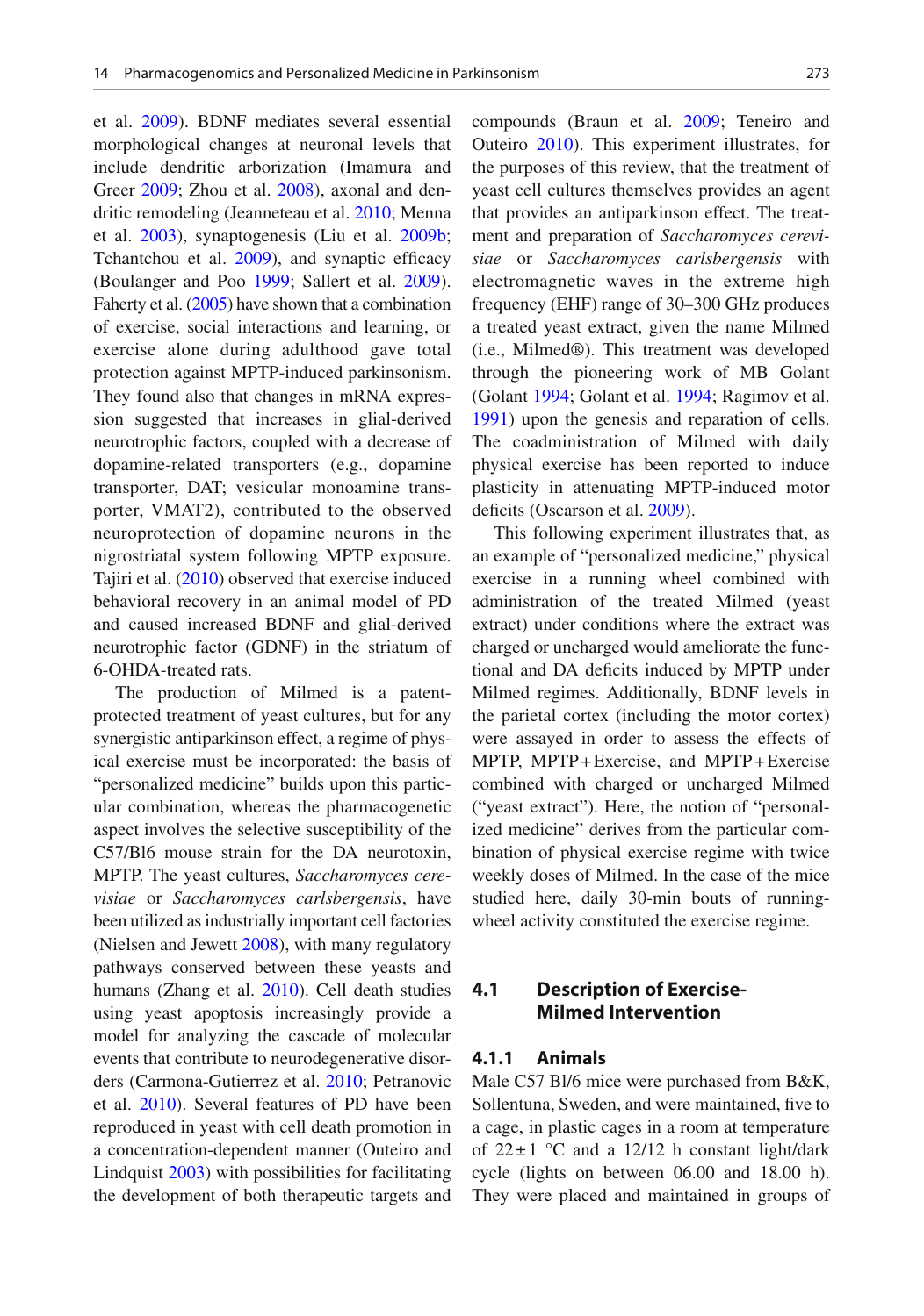et al. 2009). BDNF mediates several essential morphological changes at neuronal levels that include dendritic arborization (Imamura and Greer 2009; Zhou et al. 2008), axonal and dendritic remodeling (Jeanneteau et al. 2010; Menna et al. 2003), synaptogenesis (Liu et al. 2009b; Tchantchou et al. 2009), and synaptic efficacy (Boulanger and Poo 1999; Sallert et al. 2009). Faherty et al. (2005) have shown that a combination of exercise, social interactions and learning, or exercise alone during adulthood gave total protection against MPTP-induced parkinsonism. They found also that changes in mRNA expression suggested that increases in glial-derived neurotrophic factors, coupled with a decrease of dopamine-related transporters (e.g., dopamine transporter, DAT; vesicular monoamine transporter, VMAT2), contributed to the observed neuroprotection of dopamine neurons in the nigrostriatal system following MPTP exposure. Tajiri et al. (2010) observed that exercise induced behavioral recovery in an animal model of PD and caused increased BDNF and glial-derived neurotrophic factor (GDNF) in the striatum of 6-OHDA-treated rats.

The production of Milmed is a patent-protected treatment of yeast cultures, but for any synergistic antiparkinson effect, a regime of physical exercise must be incorporated: the basis of "personalized medicine" builds upon this particular combination, whereas the pharmacogenetic aspect involves the selective susceptibility of the C57/Bl6 mouse strain for the DA neurotoxin, MPTP. The yeast cultures, *Saccharomyces cerevisiae* or *Saccharomyces carlsbergensis*, have been utilized as industrially important cell factories (Nielsen and Jewett 2008), with many regulatory pathways conserved between these yeasts and humans (Zhang et al. 2010). Cell death studies using yeast apoptosis increasingly provide a model for analyzing the cascade of molecular events that contribute to neurodegenerative disorders (Carmona-Gutierrez et al. 2010; Petranovic et al. 2010). Several features of PD have been reproduced in yeast with cell death promotion in a concentration-dependent manner (Outeiro and Lindquist 2003) with possibilities for facilitating the development of both therapeutic targets and compounds (Braun et al. 2009; Teneiro and Outeiro 2010). This experiment illustrates, for the purposes of this review, that the treatment of yeast cell cultures themselves provides an agent that provides an antiparkinson effect. The treatment and preparation of *Saccharomyces cerevisiae* or *Saccharomyces carlsbergensis* with electromagnetic waves in the extreme high frequency (EHF) range of 30–300 GHz produces a treated yeast extract, given the name Milmed (i.e., Milmed®). This treatment was developed through the pioneering work of MB Golant (Golant 1994; Golant et al. 1994; Ragimov et al. 1991) upon the genesis and reparation of cells. The coadministration of Milmed with daily physical exercise has been reported to induce plasticity in attenuating MPTP-induced motor deficits (Oscarson et al. 2009).

This following experiment illustrates that, as an example of "personalized medicine," physical exercise in a running wheel combined with administration of the treated Milmed (yeast extract) under conditions where the extract was charged or uncharged would ameliorate the functional and DA deficits induced by MPTP under Milmed regimes. Additionally, BDNF levels in the parietal cortex (including the motor cortex) were assayed in order to assess the effects of MPTP, MPTP+Exercise, and MPTP+Exercise combined with charged or uncharged Milmed ("yeast extract"). Here, the notion of "personalized medicine" derives from the particular combination of physical exercise regime with twice weekly doses of Milmed. In the case of the mice studied here, daily 30-min bouts of running-wheel activity constituted the exercise regime.

## 4.1 Description of Exercise-Milmed Intervention

### 4.1.1 Animals

Male C57 Bl/6 mice were purchased from B&K, Sollentuna, Sweden, and were maintained, five to a cage, in plastic cages in a room at temperature of 22 ± 1 °C and a 12/12 h constant light/dark cycle (lights on between 06.00 and 18.00 h). They were placed and maintained in groups of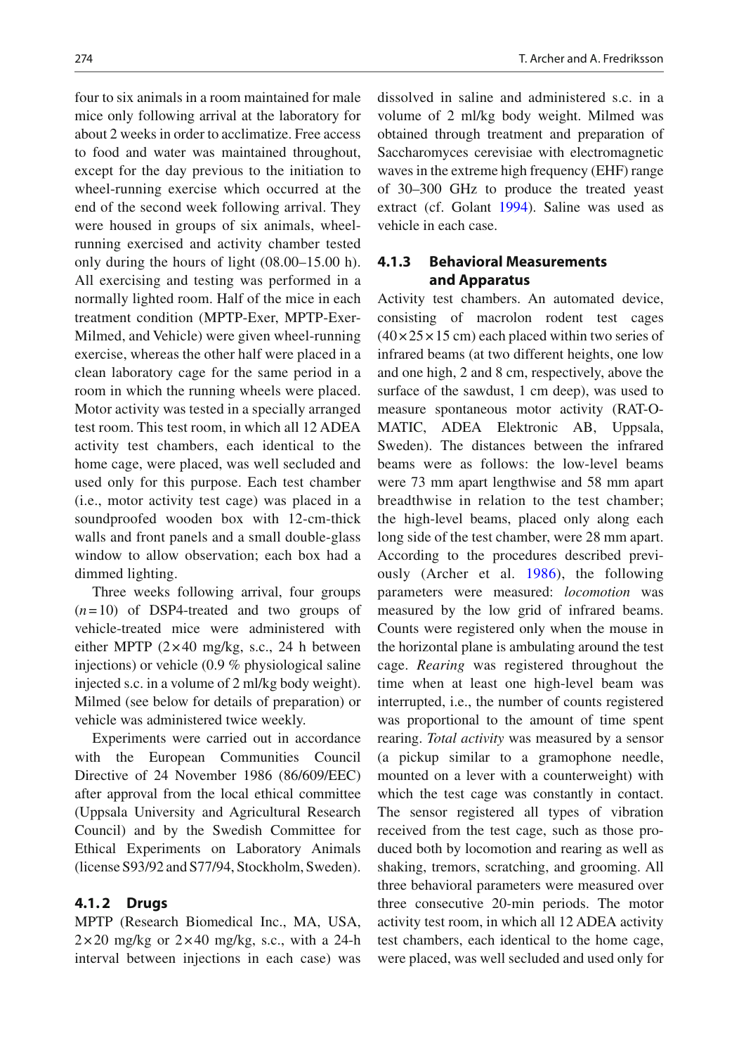four to six animals in a room maintained for male mice only following arrival at the laboratory for about 2 weeks in order to acclimatize. Free access to food and water was maintained throughout, except for the day previous to the initiation to wheel-running exercise which occurred at the end of the second week following arrival. They were housed in groups of six animals, wheel-running exercised and activity chamber tested only during the hours of light (08.00–15.00 h). All exercising and testing was performed in a normally lighted room. Half of the mice in each treatment condition (MPTP-Exer, MPTP-Exer-Milmed, and Vehicle) were given wheel-running exercise, whereas the other half were placed in a clean laboratory cage for the same period in a room in which the running wheels were placed. Motor activity was tested in a specially arranged test room. This test room, in which all 12 ADEA activity test chambers, each identical to the home cage, were placed, was well secluded and used only for this purpose. Each test chamber (i.e., motor activity test cage) was placed in a soundproofed wooden box with 12-cm-thick walls and front panels and a small double-glass window to allow observation; each box had a dimmed lighting.

Three weeks following arrival, four groups ($n = 10$) of DSP4-treated and two groups of vehicle-treated mice were administered with either MPTP ($2 \times 40$ mg/kg, s.c., 24 h between injections) or vehicle (0.9 % physiological saline injected s.c. in a volume of 2 ml/kg body weight). Milmed (see below for details of preparation) or vehicle was administered twice weekly.

Experiments were carried out in accordance with the European Communities Council Directive of 24 November 1986 (86/609/EEC) after approval from the local ethical committee (Uppsala University and Agricultural Research Council) and by the Swedish Committee for Ethical Experiments on Laboratory Animals (license S93/92 and S77/94, Stockholm, Sweden).

### 4.1.2 Drugs

MPTP (Research Biomedical Inc., MA, USA, $2 \times 20$ mg/kg or $2 \times 40$ mg/kg, s.c., with a 24-h interval between injections in each case) was dissolved in saline and administered s.c. in a volume of 2 ml/kg body weight. Milmed was obtained through treatment and preparation of Saccharomyces cerevisiae with electromagnetic waves in the extreme high frequency (EHF) range of 30–300 GHz to produce the treated yeast extract (cf. Golant 1994). Saline was used as vehicle in each case.

### 4.1.3 Behavioral Measurements and Apparatus

Activity test chambers. An automated device, consisting of macrolon rodent test cages ($40 \times 25 \times 15$ cm) each placed within two series of infrared beams (at two different heights, one low and one high, 2 and 8 cm, respectively, above the surface of the sawdust, 1 cm deep), was used to measure spontaneous motor activity (RAT-O-MATIC, ADEA Elektronic AB, Uppsala, Sweden). The distances between the infrared beams were as follows: the low-level beams were 73 mm apart lengthwise and 58 mm apart breadthwise in relation to the test chamber; the high-level beams, placed only along each long side of the test chamber, were 28 mm apart. According to the procedures described previously (Archer et al. 1986), the following parameters were measured: *locomotion* was measured by the low grid of infrared beams. Counts were registered only when the mouse in the horizontal plane is ambulating around the test cage. *Rearing* was registered throughout the time when at least one high-level beam was interrupted, i.e., the number of counts registered was proportional to the amount of time spent rearing. *Total activity* was measured by a sensor (a pickup similar to a gramophone needle, mounted on a lever with a counterweight) with which the test cage was constantly in contact. The sensor registered all types of vibration received from the test cage, such as those produced both by locomotion and rearing as well as shaking, tremors, scratching, and grooming. All three behavioral parameters were measured over three consecutive 20-min periods. The motor activity test room, in which all 12 ADEA activity test chambers, each identical to the home cage, were placed, was well secluded and used only for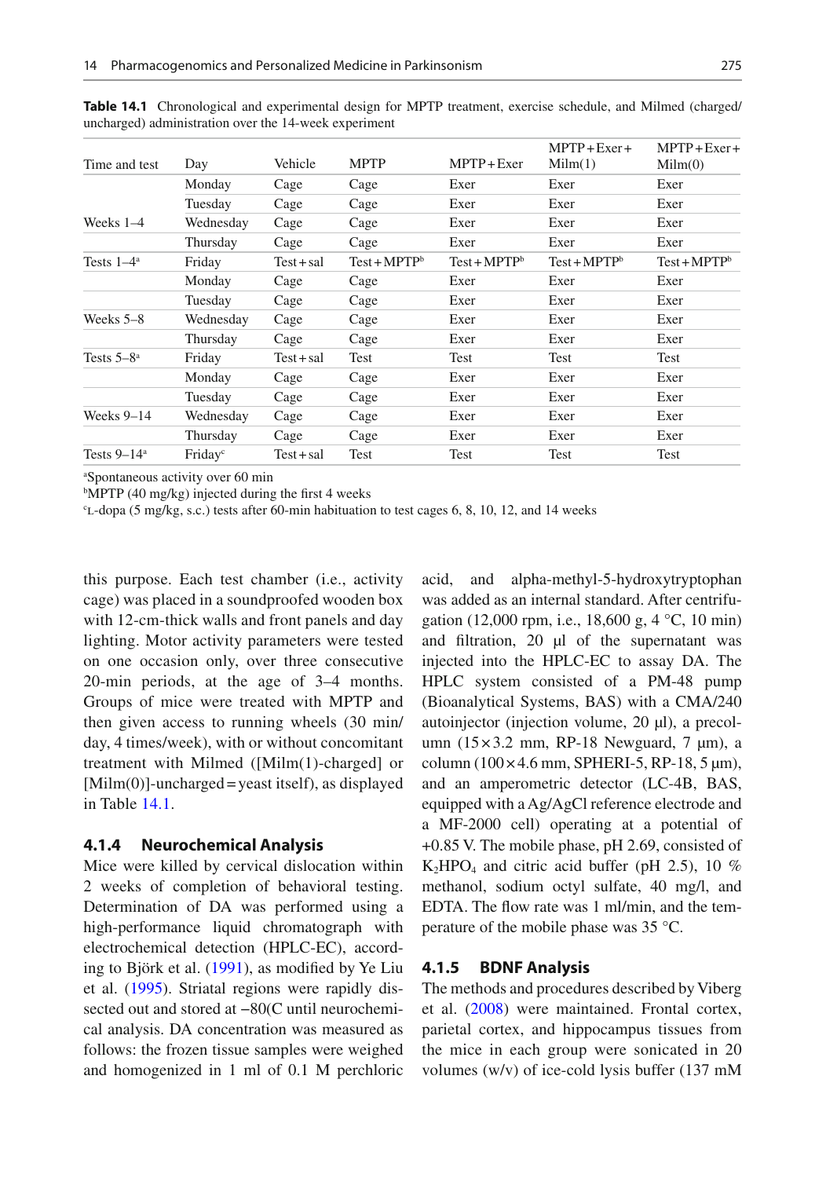**Table 14.1** Chronological and experimental design for MPTP treatment, exercise schedule, and Milmed (charged/uncharged) administration over the 14-week experiment

| Time and test | Day | Vehicle | MPTP | MPTP+Exer | MPTP+Exer+Milm(1) | MPTP+Exer+Milm(0) |
|---|---|---|---|---|---|---|
| | Monday | Cage | Cage | Exer | Exer | Exer |
| | Tuesday | Cage | Cage | Exer | Exer | Exer |
| Weeks 1–4 | Wednesday | Cage | Cage | Exer | Exer | Exer |
| | Thursday | Cage | Cage | Exer | Exer | Exer |
| Tests 1–4[a] | Friday | Test+sal | Test+MPTP[b] | Test+MPTP[b] | Test+MPTP[b] | Test+MPTP[b] |
| | Monday | Cage | Cage | Exer | Exer | Exer |
| | Tuesday | Cage | Cage | Exer | Exer | Exer |
| Weeks 5–8 | Wednesday | Cage | Cage | Exer | Exer | Exer |
| | Thursday | Cage | Cage | Exer | Exer | Exer |
| Tests 5–8[a] | Friday | Test+sal | Test | Test | Test | Test |
| | Monday | Cage | Cage | Exer | Exer | Exer |
| | Tuesday | Cage | Cage | Exer | Exer | Exer |
| Weeks 9–14 | Wednesday | Cage | Cage | Exer | Exer | Exer |
| | Thursday | Cage | Cage | Exer | Exer | Exer |
| Tests 9–14[a] | Friday[c] | Test+sal | Test | Test | Test | Test |

[a]Spontaneous activity over 60 min
[b]MPTP (40 mg/kg) injected during the first 4 weeks
[c]L-dopa (5 mg/kg, s.c.) tests after 60-min habituation to test cages 6, 8, 10, 12, and 14 weeks

this purpose. Each test chamber (i.e., activity cage) was placed in a soundproofed wooden box with 12-cm-thick walls and front panels and day lighting. Motor activity parameters were tested on one occasion only, over three consecutive 20-min periods, at the age of 3–4 months. Groups of mice were treated with MPTP and then given access to running wheels (30 min/day, 4 times/week), with or without concomitant treatment with Milmed ([Milm(1)-charged] or [Milm(0)]-uncharged = yeast itself), as displayed in Table 14.1.

### 4.1.4 Neurochemical Analysis

Mice were killed by cervical dislocation within 2 weeks of completion of behavioral testing. Determination of DA was performed using a high-performance liquid chromatograph with electrochemical detection (HPLC-EC), according to Björk et al. (1991), as modified by Ye Liu et al. (1995). Striatal regions were rapidly dissected out and stored at −80(C until neurochemical analysis. DA concentration was measured as follows: the frozen tissue samples were weighed and homogenized in 1 ml of 0.1 M perchloric acid, and alpha-methyl-5-hydroxytryptophan was added as an internal standard. After centrifugation (12,000 rpm, i.e., 18,600 g, 4 °C, 10 min) and filtration, 20 μl of the supernatant was injected into the HPLC-EC to assay DA. The HPLC system consisted of a PM-48 pump (Bioanalytical Systems, BAS) with a CMA/240 autoinjector (injection volume, 20 μl), a precolumn (15 × 3.2 mm, RP-18 Newguard, 7 μm), a column (100 × 4.6 mm, SPHERI-5, RP-18, 5 μm), and an amperometric detector (LC-4B, BAS, equipped with a Ag/AgCl reference electrode and a MF-2000 cell) operating at a potential of +0.85 V. The mobile phase, pH 2.69, consisted of $K_2HPO_4$ and citric acid buffer (pH 2.5), 10 % methanol, sodium octyl sulfate, 40 mg/l, and EDTA. The flow rate was 1 ml/min, and the temperature of the mobile phase was 35 °C.

### 4.1.5 BDNF Analysis

The methods and procedures described by Viberg et al. (2008) were maintained. Frontal cortex, parietal cortex, and hippocampus tissues from the mice in each group were sonicated in 20 volumes (w/v) of ice-cold lysis buffer (137 mM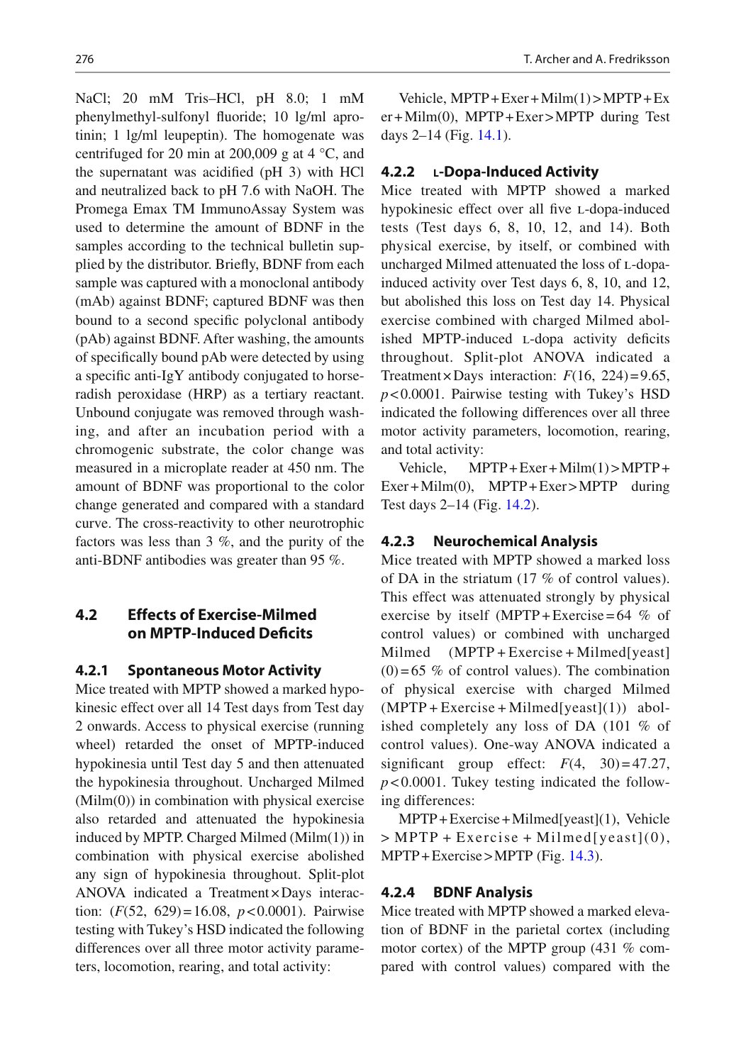NaCl; 20 mM Tris–HCl, pH 8.0; 1 mM phenylmethyl-sulfonyl fluoride; 10 lg/ml aprotinin; 1 lg/ml leupeptin). The homogenate was centrifuged for 20 min at 200,009 g at 4 °C, and the supernatant was acidified (pH 3) with HCl and neutralized back to pH 7.6 with NaOH. The Promega Emax TM ImmunoAssay System was used to determine the amount of BDNF in the samples according to the technical bulletin supplied by the distributor. Briefly, BDNF from each sample was captured with a monoclonal antibody (mAb) against BDNF; captured BDNF was then bound to a second specific polyclonal antibody (pAb) against BDNF. After washing, the amounts of specifically bound pAb were detected by using a specific anti-IgY antibody conjugated to horseradish peroxidase (HRP) as a tertiary reactant. Unbound conjugate was removed through washing, and after an incubation period with a chromogenic substrate, the color change was measured in a microplate reader at 450 nm. The amount of BDNF was proportional to the color change generated and compared with a standard curve. The cross-reactivity to other neurotrophic factors was less than 3 %, and the purity of the anti-BDNF antibodies was greater than 95 %.

## 4.2 Effects of Exercise-Milmed on MPTP-Induced Deficits

### 4.2.1 Spontaneous Motor Activity

Mice treated with MPTP showed a marked hypokinesic effect over all 14 Test days from Test day 2 onwards. Access to physical exercise (running wheel) retarded the onset of MPTP-induced hypokinesia until Test day 5 and then attenuated the hypokinesia throughout. Uncharged Milmed (Milm(0)) in combination with physical exercise also retarded and attenuated the hypokinesia induced by MPTP. Charged Milmed (Milm(1)) in combination with physical exercise abolished any sign of hypokinesia throughout. Split-plot ANOVA indicated a Treatment × Days interaction: ($F(52, 629) = 16.08$, $p < 0.0001$). Pairwise testing with Tukey's HSD indicated the following differences over all three motor activity parameters, locomotion, rearing, and total activity:

Vehicle, MPTP + Exer + Milm(1) > MPTP + Exer + Milm(0), MPTP + Exer > MPTP during Test days 2–14 (Fig. 14.1).

### 4.2.2 L-Dopa-Induced Activity

Mice treated with MPTP showed a marked hypokinesic effect over all five L-dopa-induced tests (Test days 6, 8, 10, 12, and 14). Both physical exercise, by itself, or combined with uncharged Milmed attenuated the loss of L-dopa-induced activity over Test days 6, 8, 10, and 12, but abolished this loss on Test day 14. Physical exercise combined with charged Milmed abolished MPTP-induced L-dopa activity deficits throughout. Split-plot ANOVA indicated a Treatment × Days interaction: $F(16, 224) = 9.65$, $p < 0.0001$. Pairwise testing with Tukey's HSD indicated the following differences over all three motor activity parameters, locomotion, rearing, and total activity:

Vehicle, MPTP + Exer + Milm(1) > MPTP + Exer + Milm(0), MPTP + Exer > MPTP during Test days 2–14 (Fig. 14.2).

### 4.2.3 Neurochemical Analysis

Mice treated with MPTP showed a marked loss of DA in the striatum (17 % of control values). This effect was attenuated strongly by physical exercise by itself (MPTP + Exercise = 64 % of control values) or combined with uncharged Milmed (MPTP + Exercise + Milmed[yeast](0) = 65 % of control values). The combination of physical exercise with charged Milmed (MPTP + Exercise + Milmed[yeast](1)) abolished completely any loss of DA (101 % of control values). One-way ANOVA indicated a significant group effect: $F(4, 30) = 47.27$, $p < 0.0001$. Tukey testing indicated the following differences:

MPTP + Exercise + Milmed[yeast](1), Vehicle > MPTP + Exercise + Milmed[yeast](0), MPTP + Exercise > MPTP (Fig. 14.3).

### 4.2.4 BDNF Analysis

Mice treated with MPTP showed a marked elevation of BDNF in the parietal cortex (including motor cortex) of the MPTP group (431 % compared with control values) compared with the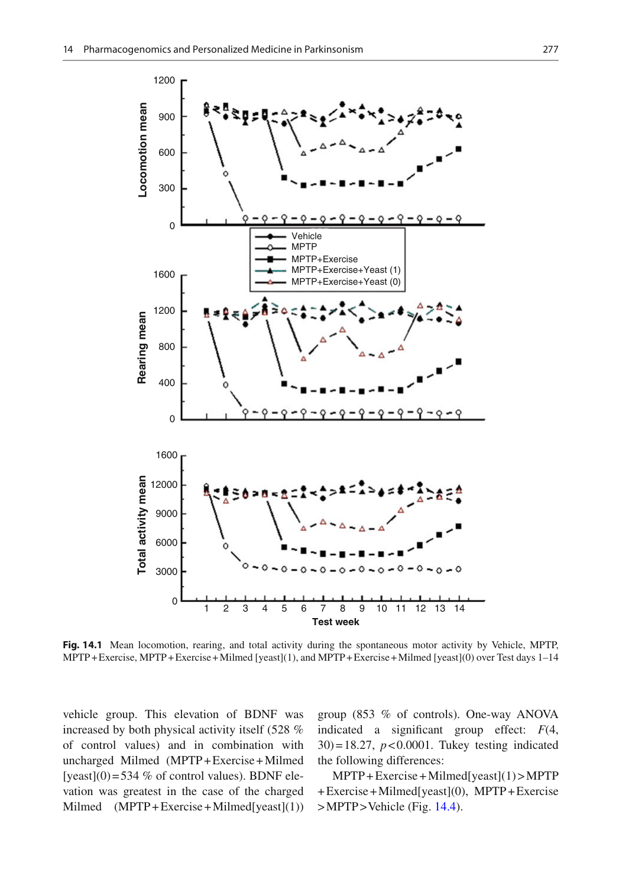1200

900

600

300

0

Locomotion mean

Vehicle

MPTP

MPTP+Exercise

MPTP+Exercise+Yeast (1)

MPTP+Exercise+Yeast (0)

1600

1200

800

400

0

Rearing mean

1600

12000

9000

6000

3000

0

Total activity mean

1 2 3 4 5 6 7 8 9 10 11 12 13 14

Test week

**Fig. 14.1** Mean locomotion, rearing, and total activity during the spontaneous motor activity by Vehicle, MPTP, MPTP + Exercise, MPTP + Exercise + Milmed [yeast](1), and MPTP + Exercise + Milmed [yeast](0) over Test days 1–14

vehicle group. This elevation of BDNF was increased by both physical activity itself (528 % of control values) and in combination with uncharged Milmed (MPTP + Exercise + Milmed [yeast](0) = 534 % of control values). BDNF elevation was greatest in the case of the charged Milmed (MPTP + Exercise + Milmed[yeast](1)) group (853 % of controls). One-way ANOVA indicated a significant group effect: $F(4, 30) = 18.27$, $p < 0.0001$. Tukey testing indicated the following differences:

MPTP + Exercise + Milmed[yeast](1) > MPTP + Exercise + Milmed[yeast](0), MPTP + Exercise > MPTP > Vehicle (Fig. 14.4).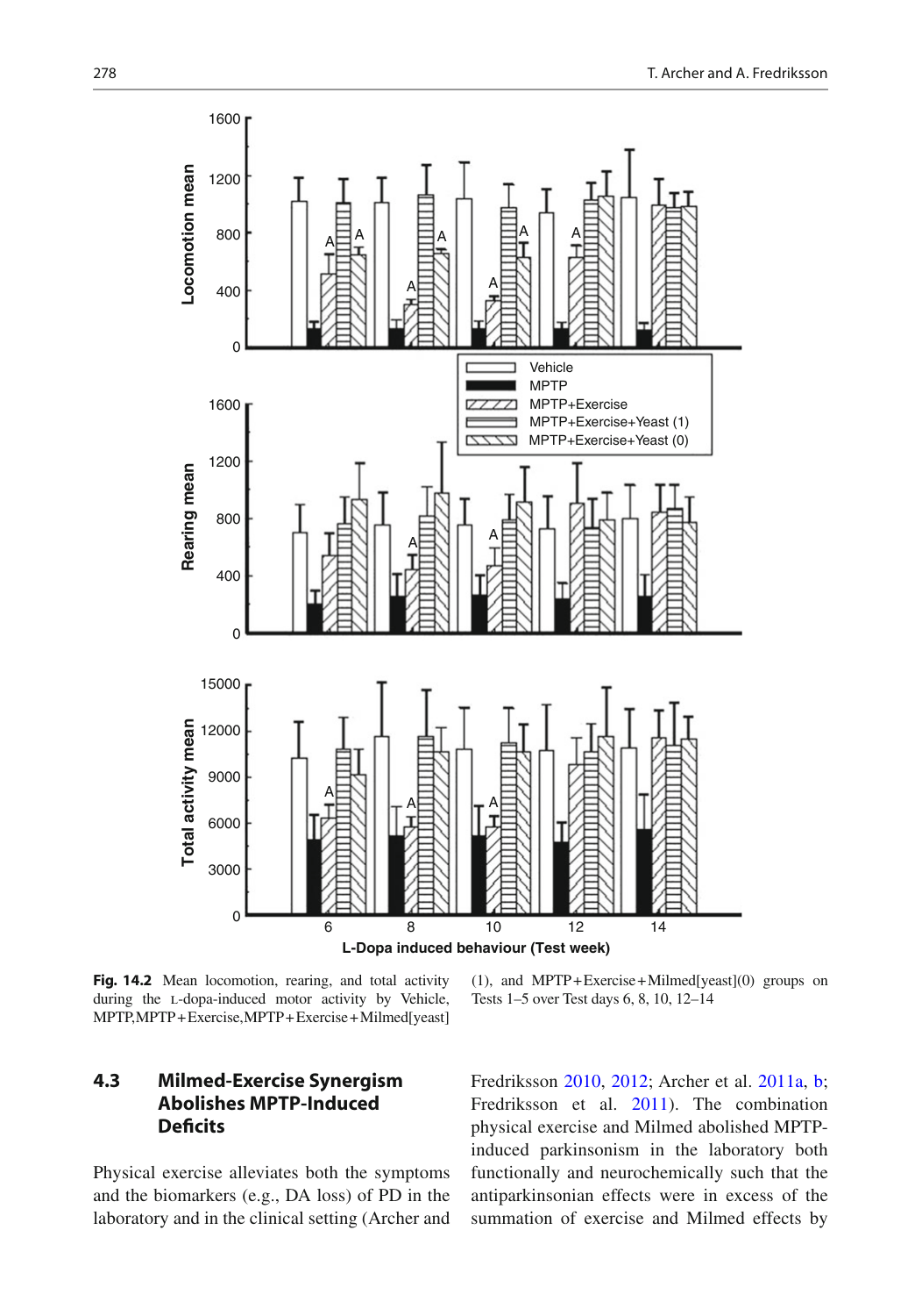**Fig. 14.2** Mean locomotion, rearing, and total activity during the L-dopa-induced motor activity by Vehicle, MPTP, MPTP+Exercise, MPTP+Exercise+Milmed[yeast] (1), and MPTP+Exercise+Milmed[yeast](0) groups on Tests 1–5 over Test days 6, 8, 10, 12–14

### 4.3 Milmed-Exercise Synergism Abolishes MPTP-Induced Deficits

Physical exercise alleviates both the symptoms and the biomarkers (e.g., DA loss) of PD in the laboratory and in the clinical setting (Archer and Fredriksson 2010, 2012; Archer et al. 2011a, b; Fredriksson et al. 2011). The combination physical exercise and Milmed abolished MPTP-induced parkinsonism in the laboratory both functionally and neurochemically such that the antiparkinsonian effects were in excess of the summation of exercise and Milmed effects by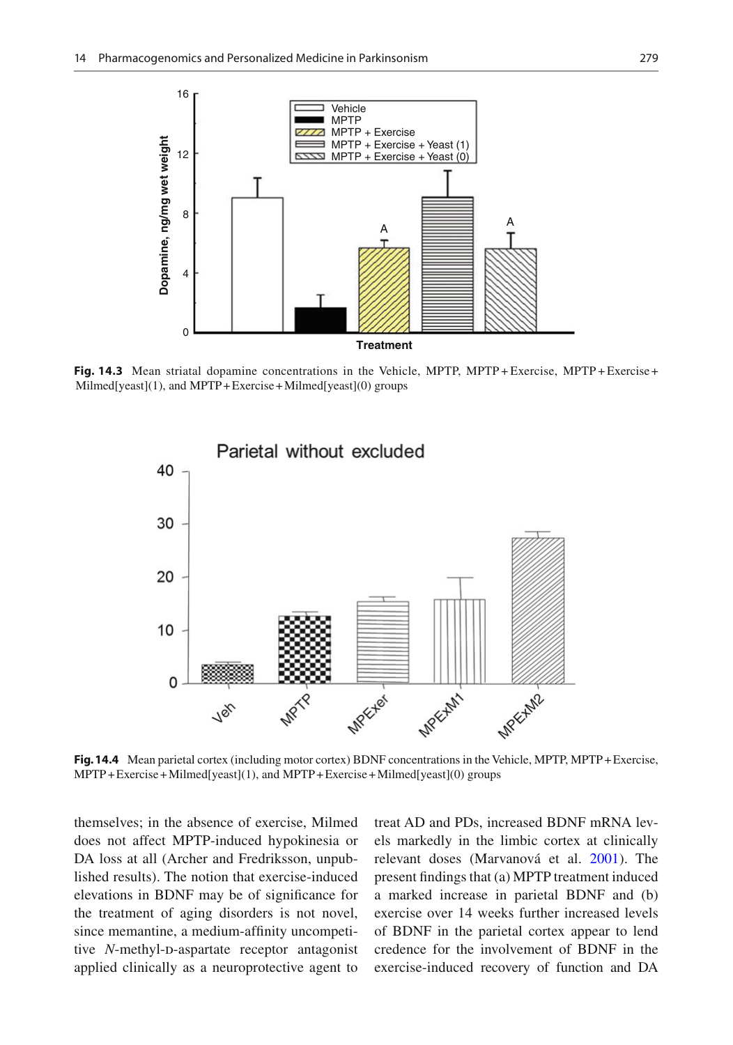**Fig. 14.3** Mean striatal dopamine concentrations in the Vehicle, MPTP, MPTP + Exercise, MPTP + Exercise + Milmed[yeast](1), and MPTP + Exercise + Milmed[yeast](0) groups

**Fig. 14.4** Mean parietal cortex (including motor cortex) BDNF concentrations in the Vehicle, MPTP, MPTP + Exercise, MPTP + Exercise + Milmed[yeast](1), and MPTP + Exercise + Milmed[yeast](0) groups

themselves; in the absence of exercise, Milmed does not affect MPTP-induced hypokinesia or DA loss at all (Archer and Fredriksson, unpublished results). The notion that exercise-induced elevations in BDNF may be of significance for the treatment of aging disorders is not novel, since memantine, a medium-affinity uncompetitive *N*-methyl-D-aspartate receptor antagonist applied clinically as a neuroprotective agent to treat AD and PDs, increased BDNF mRNA levels markedly in the limbic cortex at clinically relevant doses (Marvanová et al. 2001). The present findings that (a) MPTP treatment induced a marked increase in parietal BDNF and (b) exercise over 14 weeks further increased levels of BDNF in the parietal cortex appear to lend credence for the involvement of BDNF in the exercise-induced recovery of function and DA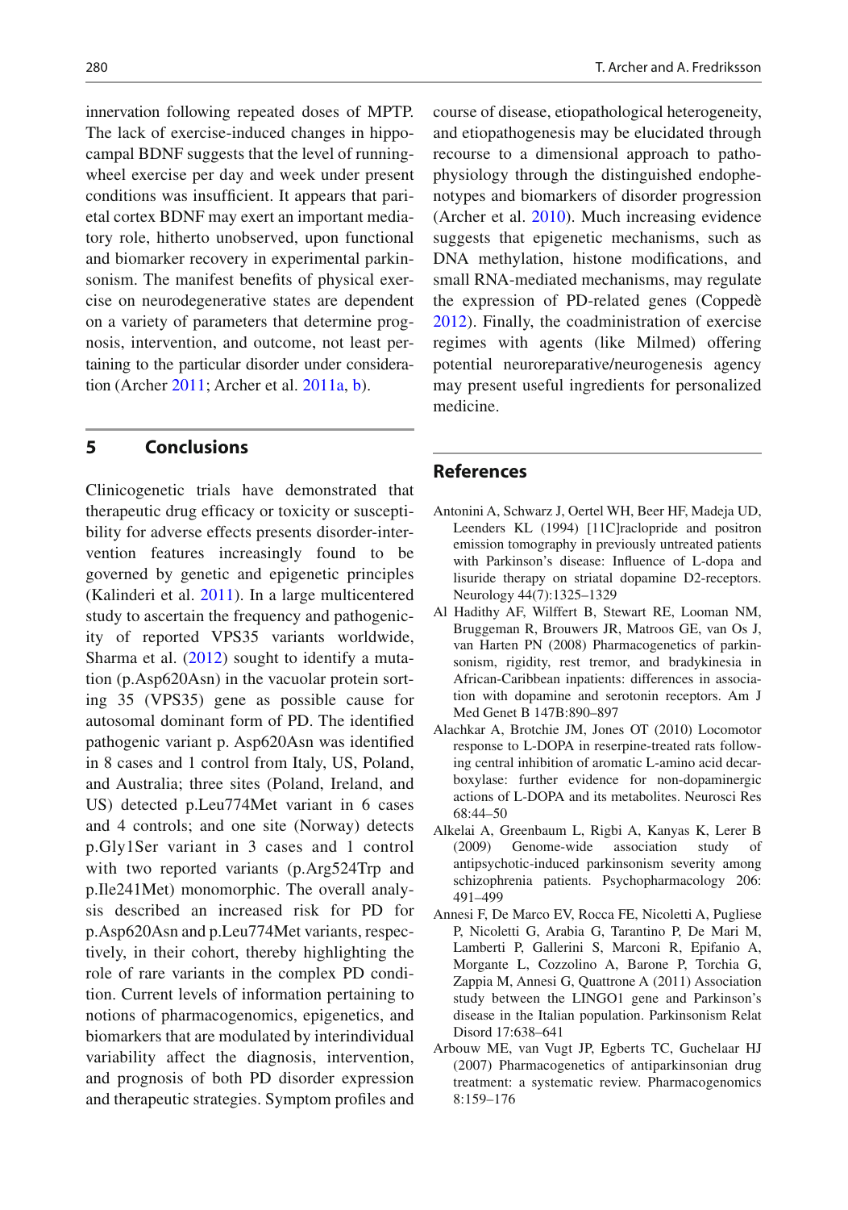innervation following repeated doses of MPTP. The lack of exercise-induced changes in hippocampal BDNF suggests that the level of running-wheel exercise per day and week under present conditions was insufficient. It appears that parietal cortex BDNF may exert an important mediatory role, hitherto unobserved, upon functional and biomarker recovery in experimental parkinsonism. The manifest benefits of physical exercise on neurodegenerative states are dependent on a variety of parameters that determine prognosis, intervention, and outcome, not least pertaining to the particular disorder under consideration (Archer 2011; Archer et al. 2011a, b).

## 5 Conclusions

Clinicogenetic trials have demonstrated that therapeutic drug efficacy or toxicity or susceptibility for adverse effects presents disorder-intervention features increasingly found to be governed by genetic and epigenetic principles (Kalinderi et al. 2011). In a large multicentered study to ascertain the frequency and pathogenicity of reported VPS35 variants worldwide, Sharma et al. (2012) sought to identify a mutation (p.Asp620Asn) in the vacuolar protein sorting 35 (VPS35) gene as possible cause for autosomal dominant form of PD. The identified pathogenic variant p. Asp620Asn was identified in 8 cases and 1 control from Italy, US, Poland, and Australia; three sites (Poland, Ireland, and US) detected p.Leu774Met variant in 6 cases and 4 controls; and one site (Norway) detects p.Gly1Ser variant in 3 cases and 1 control with two reported variants (p.Arg524Trp and p.Ile241Met) monomorphic. The overall analysis described an increased risk for PD for p.Asp620Asn and p.Leu774Met variants, respectively, in their cohort, thereby highlighting the role of rare variants in the complex PD condition. Current levels of information pertaining to notions of pharmacogenomics, epigenetics, and biomarkers that are modulated by interindividual variability affect the diagnosis, intervention, and prognosis of both PD disorder expression and therapeutic strategies. Symptom profiles and course of disease, etiopathological heterogeneity, and etiopathogenesis may be elucidated through recourse to a dimensional approach to pathophysiology through the distinguished endophenotypes and biomarkers of disorder progression (Archer et al. 2010). Much increasing evidence suggests that epigenetic mechanisms, such as DNA methylation, histone modifications, and small RNA-mediated mechanisms, may regulate the expression of PD-related genes (Coppedè 2012). Finally, the coadministration of exercise regimes with agents (like Milmed) offering potential neuroreparative/neurogenesis agency may present useful ingredients for personalized medicine.

## References

Antonini A, Schwarz J, Oertel WH, Beer HF, Madeja UD, Leenders KL (1994) [11C]raclopride and positron emission tomography in previously untreated patients with Parkinson's disease: Influence of L-dopa and lisuride therapy on striatal dopamine D2-receptors. Neurology 44(7):1325–1329

Al Hadithy AF, Wilffert B, Stewart RE, Looman NM, Bruggeman R, Brouwers JR, Matroos GE, van Os J, van Harten PN (2008) Pharmacogenetics of parkinsonism, rigidity, rest tremor, and bradykinesia in African-Caribbean inpatients: differences in association with dopamine and serotonin receptors. Am J Med Genet B 147B:890–897

Alachkar A, Brotchie JM, Jones OT (2010) Locomotor response to L-DOPA in reserpine-treated rats following central inhibition of aromatic L-amino acid decarboxylase: further evidence for non-dopaminergic actions of L-DOPA and its metabolites. Neurosci Res 68:44–50

Alkelai A, Greenbaum L, Rigbi A, Kanyas K, Lerer B (2009) Genome-wide association study of antipsychotic-induced parkinsonism severity among schizophrenia patients. Psychopharmacology 206: 491–499

Annesi F, De Marco EV, Rocca FE, Nicoletti A, Pugliese P, Nicoletti G, Arabia G, Tarantino P, De Mari M, Lamberti P, Gallerini S, Marconi R, Epifanio A, Morgante L, Cozzolino A, Barone P, Torchia G, Zappia M, Annesi G, Quattrone A (2011) Association study between the LINGO1 gene and Parkinson's disease in the Italian population. Parkinsonism Relat Disord 17:638–641

Arbouw ME, van Vugt JP, Egberts TC, Guchelaar HJ (2007) Pharmacogenetics of antiparkinsonian drug treatment: a systematic review. Pharmacogenomics 8:159–176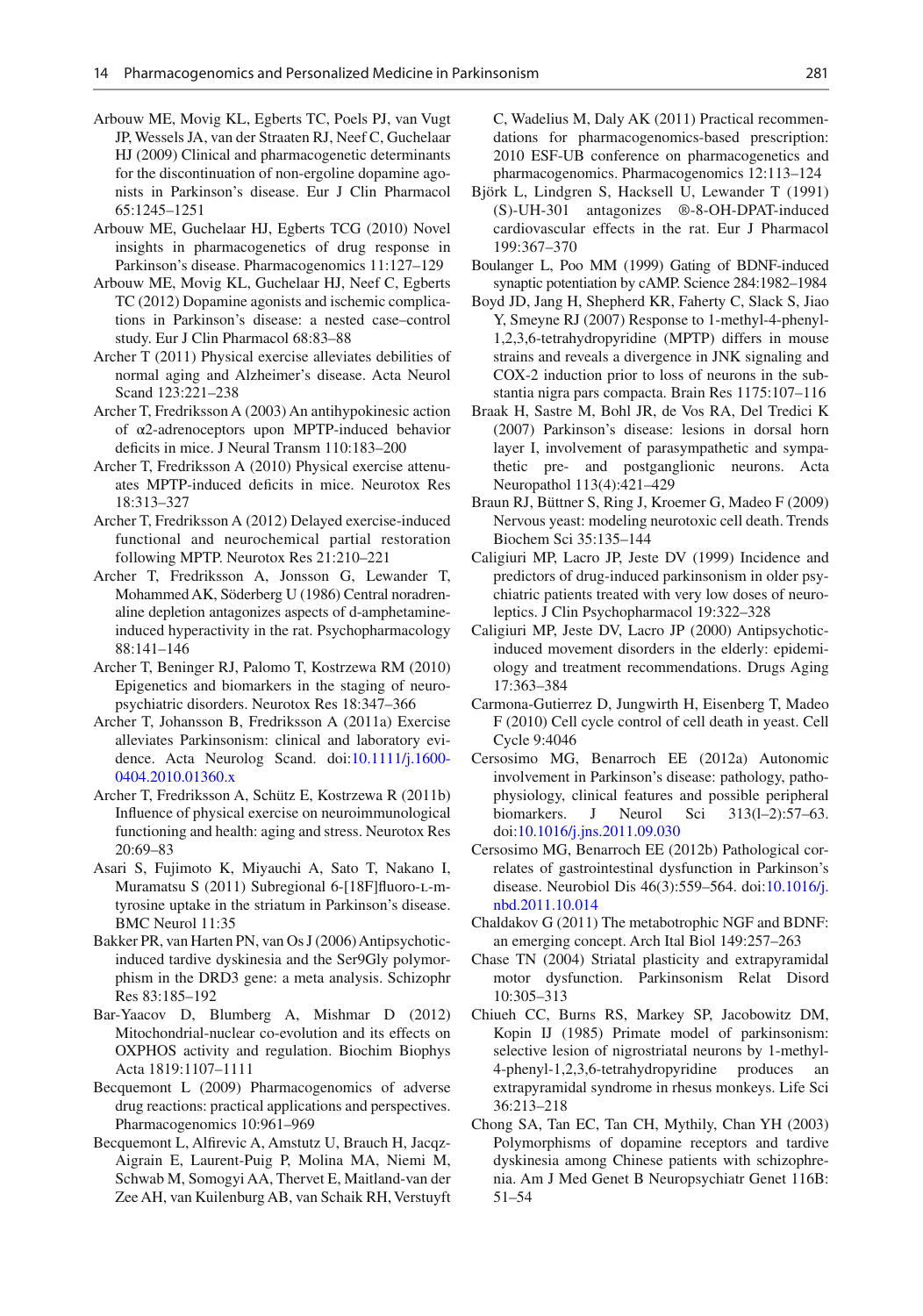Arbouw ME, Movig KL, Egberts TC, Poels PJ, van Vugt JP, Wessels JA, van der Straaten RJ, Neef C, Guchelaar HJ (2009) Clinical and pharmacogenetic determinants for the discontinuation of non-ergoline dopamine agonists in Parkinson's disease. Eur J Clin Pharmacol 65:1245–1251

Arbouw ME, Guchelaar HJ, Egberts TCG (2010) Novel insights in pharmacogenetics of drug response in Parkinson's disease. Pharmacogenomics 11:127–129

Arbouw ME, Movig KL, Guchelaar HJ, Neef C, Egberts TC (2012) Dopamine agonists and ischemic complications in Parkinson's disease: a nested case–control study. Eur J Clin Pharmacol 68:83–88

Archer T (2011) Physical exercise alleviates debilities of normal aging and Alzheimer's disease. Acta Neurol Scand 123:221–238

Archer T, Fredriksson A (2003) An antihypokinesic action of α2-adrenoceptors upon MPTP-induced behavior deficits in mice. J Neural Transm 110:183–200

Archer T, Fredriksson A (2010) Physical exercise attenuates MPTP-induced deficits in mice. Neurotox Res 18:313–327

Archer T, Fredriksson A (2012) Delayed exercise-induced functional and neurochemical partial restoration following MPTP. Neurotox Res 21:210–221

Archer T, Fredriksson A, Jonsson G, Lewander T, Mohammed AK, Söderberg U (1986) Central noradrenaline depletion antagonizes aspects of d-amphetamine-induced hyperactivity in the rat. Psychopharmacology 88:141–146

Archer T, Beninger RJ, Palomo T, Kostrzewa RM (2010) Epigenetics and biomarkers in the staging of neuropsychiatric disorders. Neurotox Res 18:347–366

Archer T, Johansson B, Fredriksson A (2011a) Exercise alleviates Parkinsonism: clinical and laboratory evidence. Acta Neurolog Scand. doi:10.1111/j.1600-0404.2010.01360.x

Archer T, Fredriksson A, Schütz E, Kostrzewa R (2011b) Influence of physical exercise on neuroimmunological functioning and health: aging and stress. Neurotox Res 20:69–83

Asari S, Fujimoto K, Miyauchi A, Sato T, Nakano I, Muramatsu S (2011) Subregional 6-[18F]fluoro-L-m-tyrosine uptake in the striatum in Parkinson's disease. BMC Neurol 11:35

Bakker PR, van Harten PN, van Os J (2006) Antipsychotic-induced tardive dyskinesia and the Ser9Gly polymorphism in the DRD3 gene: a meta analysis. Schizophr Res 83:185–192

Bar-Yaacov D, Blumberg A, Mishmar D (2012) Mitochondrial-nuclear co-evolution and its effects on OXPHOS activity and regulation. Biochim Biophys Acta 1819:1107–1111

Becquemont L (2009) Pharmacogenomics of adverse drug reactions: practical applications and perspectives. Pharmacogenomics 10:961–969

Becquemont L, Alfirevic A, Amstutz U, Brauch H, Jacqz-Aigrain E, Laurent-Puig P, Molina MA, Niemi M, Schwab M, Somogyi AA, Thervet E, Maitland-van der Zee AH, van Kuilenburg AB, van Schaik RH, Verstuyft C, Wadelius M, Daly AK (2011) Practical recommendations for pharmacogenomics-based prescription: 2010 ESF-UB conference on pharmacogenetics and pharmacogenomics. Pharmacogenomics 12:113–124

Björk L, Lindgren S, Hacksell U, Lewander T (1991) (S)-UH-301 antagonizes ®-8-OH-DPAT-induced cardiovascular effects in the rat. Eur J Pharmacol 199:367–370

Boulanger L, Poo MM (1999) Gating of BDNF-induced synaptic potentiation by cAMP. Science 284:1982–1984

Boyd JD, Jang H, Shepherd KR, Faherty C, Slack S, Jiao Y, Smeyne RJ (2007) Response to 1-methyl-4-phenyl-1,2,3,6-tetrahydropyridine (MPTP) differs in mouse strains and reveals a divergence in JNK signaling and COX-2 induction prior to loss of neurons in the substantia nigra pars compacta. Brain Res 1175:107–116

Braak H, Sastre M, Bohl JR, de Vos RA, Del Tredici K (2007) Parkinson's disease: lesions in dorsal horn layer I, involvement of parasympathetic and sympathetic pre- and postganglionic neurons. Acta Neuropathol 113(4):421–429

Braun RJ, Büttner S, Ring J, Kroemer G, Madeo F (2009) Nervous yeast: modeling neurotoxic cell death. Trends Biochem Sci 35:135–144

Caligiuri MP, Lacro JP, Jeste DV (1999) Incidence and predictors of drug-induced parkinsonism in older psychiatric patients treated with very low doses of neuroleptics. J Clin Psychopharmacol 19:322–328

Caligiuri MP, Jeste DV, Lacro JP (2000) Antipsychotic-induced movement disorders in the elderly: epidemiology and treatment recommendations. Drugs Aging 17:363–384

Carmona-Gutierrez D, Jungwirth H, Eisenberg T, Madeo F (2010) Cell cycle control of cell death in yeast. Cell Cycle 9:4046

Cersosimo MG, Benarroch EE (2012a) Autonomic involvement in Parkinson's disease: pathology, pathophysiology, clinical features and possible peripheral biomarkers. J Neurol Sci 313(l–2):57–63. doi:10.1016/j.jns.2011.09.030

Cersosimo MG, Benarroch EE (2012b) Pathological correlates of gastrointestinal dysfunction in Parkinson's disease. Neurobiol Dis 46(3):559–564. doi:10.1016/j.nbd.2011.10.014

Chaldakov G (2011) The metabotrophic NGF and BDNF: an emerging concept. Arch Ital Biol 149:257–263

Chase TN (2004) Striatal plasticity and extrapyramidal motor dysfunction. Parkinsonism Relat Disord 10:305–313

Chiueh CC, Burns RS, Markey SP, Jacobowitz DM, Kopin IJ (1985) Primate model of parkinsonism: selective lesion of nigrostriatal neurons by 1-methyl-4-phenyl-1,2,3,6-tetrahydropyridine produces an extrapyramidal syndrome in rhesus monkeys. Life Sci 36:213–218

Chong SA, Tan EC, Tan CH, Mythily, Chan YH (2003) Polymorphisms of dopamine receptors and tardive dyskinesia among Chinese patients with schizophrenia. Am J Med Genet B Neuropsychiatr Genet 116B:51–54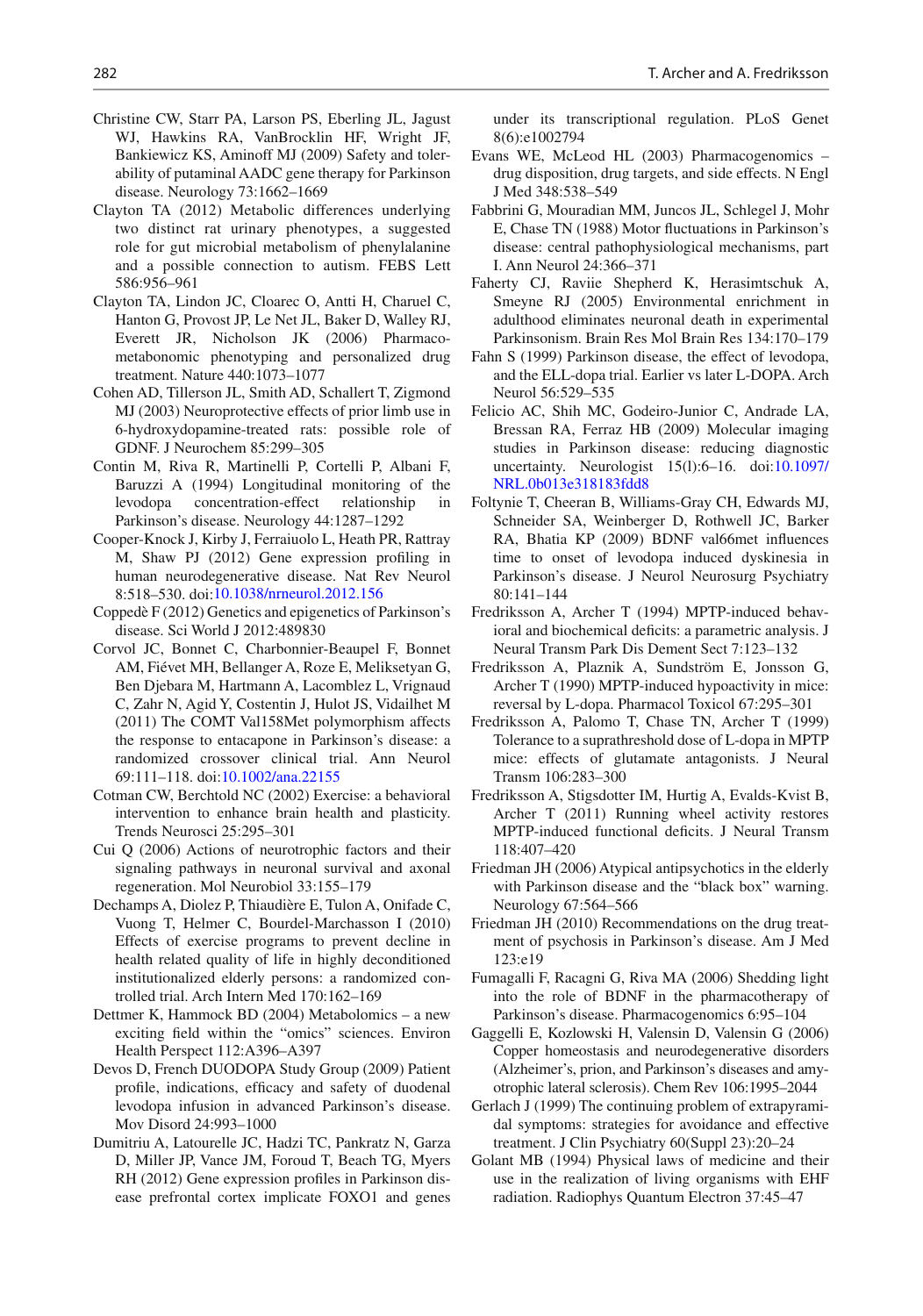Christine CW, Starr PA, Larson PS, Eberling JL, Jagust WJ, Hawkins RA, VanBrocklin HF, Wright JF, Bankiewicz KS, Aminoff MJ (2009) Safety and tolerability of putaminal AADC gene therapy for Parkinson disease. Neurology 73:1662–1669

Clayton TA (2012) Metabolic differences underlying two distinct rat urinary phenotypes, a suggested role for gut microbial metabolism of phenylalanine and a possible connection to autism. FEBS Lett 586:956–961

Clayton TA, Lindon JC, Cloarec O, Antti H, Charuel C, Hanton G, Provost JP, Le Net JL, Baker D, Walley RJ, Everett JR, Nicholson JK (2006) Pharmaco-metabonomic phenotyping and personalized drug treatment. Nature 440:1073–1077

Cohen AD, Tillerson JL, Smith AD, Schallert T, Zigmond MJ (2003) Neuroprotective effects of prior limb use in 6-hydroxydopamine-treated rats: possible role of GDNF. J Neurochem 85:299–305

Contin M, Riva R, Martinelli P, Cortelli P, Albani F, Baruzzi A (1994) Longitudinal monitoring of the levodopa concentration-effect relationship in Parkinson's disease. Neurology 44:1287–1292

Cooper-Knock J, Kirby J, Ferraiuolo L, Heath PR, Rattray M, Shaw PJ (2012) Gene expression profiling in human neurodegenerative disease. Nat Rev Neurol 8:518–530. doi:10.1038/nrneurol.2012.156

Coppedè F (2012) Genetics and epigenetics of Parkinson's disease. Sci World J 2012:489830

Corvol JC, Bonnet C, Charbonnier-Beaupel F, Bonnet AM, Fiévet MH, Bellanger A, Roze E, Meliksetyan G, Ben Djebara M, Hartmann A, Lacomblez L, Vrignaud C, Zahr N, Agid Y, Costentin J, Hulot JS, Vidailhet M (2011) The COMT Val158Met polymorphism affects the response to entacapone in Parkinson's disease: a randomized crossover clinical trial. Ann Neurol 69:111–118. doi:10.1002/ana.22155

Cotman CW, Berchtold NC (2002) Exercise: a behavioral intervention to enhance brain health and plasticity. Trends Neurosci 25:295–301

Cui Q (2006) Actions of neurotrophic factors and their signaling pathways in neuronal survival and axonal regeneration. Mol Neurobiol 33:155–179

Dechamps A, Diolez P, Thiaudière E, Tulon A, Onifade C, Vuong T, Helmer C, Bourdel-Marchasson I (2010) Effects of exercise programs to prevent decline in health related quality of life in highly deconditioned institutionalized elderly persons: a randomized controlled trial. Arch Intern Med 170:162–169

Dettmer K, Hammock BD (2004) Metabolomics – a new exciting field within the "omics" sciences. Environ Health Perspect 112:A396–A397

Devos D, French DUODOPA Study Group (2009) Patient profile, indications, efficacy and safety of duodenal levodopa infusion in advanced Parkinson's disease. Mov Disord 24:993–1000

Dumitriu A, Latourelle JC, Hadzi TC, Pankratz N, Garza D, Miller JP, Vance JM, Foroud T, Beach TG, Myers RH (2012) Gene expression profiles in Parkinson disease prefrontal cortex implicate FOXO1 and genes under its transcriptional regulation. PLoS Genet 8(6):e1002794

Evans WE, McLeod HL (2003) Pharmacogenomics – drug disposition, drug targets, and side effects. N Engl J Med 348:538–549

Fabbrini G, Mouradian MM, Juncos JL, Schlegel J, Mohr E, Chase TN (1988) Motor fluctuations in Parkinson's disease: central pathophysiological mechanisms, part I. Ann Neurol 24:366–371

Faherty CJ, Raviie Shepherd K, Herasimtschuk A, Smeyne RJ (2005) Environmental enrichment in adulthood eliminates neuronal death in experimental Parkinsonism. Brain Res Mol Brain Res 134:170–179

Fahn S (1999) Parkinson disease, the effect of levodopa, and the ELL-dopa trial. Earlier vs later L-DOPA. Arch Neurol 56:529–535

Felicio AC, Shih MC, Godeiro-Junior C, Andrade LA, Bressan RA, Ferraz HB (2009) Molecular imaging studies in Parkinson disease: reducing diagnostic uncertainty. Neurologist 15(l):6–16. doi:10.1097/NRL.0b013e318183fdd8

Foltynie T, Cheeran B, Williams-Gray CH, Edwards MJ, Schneider SA, Weinberger D, Rothwell JC, Barker RA, Bhatia KP (2009) BDNF val66met influences time to onset of levodopa induced dyskinesia in Parkinson's disease. J Neurol Neurosurg Psychiatry 80:141–144

Fredriksson A, Archer T (1994) MPTP-induced behavioral and biochemical deficits: a parametric analysis. J Neural Transm Park Dis Dement Sect 7:123–132

Fredriksson A, Plaznik A, Sundström E, Jonsson G, Archer T (1990) MPTP-induced hypoactivity in mice: reversal by L-dopa. Pharmacol Toxicol 67:295–301

Fredriksson A, Palomo T, Chase TN, Archer T (1999) Tolerance to a suprathreshold dose of L-dopa in MPTP mice: effects of glutamate antagonists. J Neural Transm 106:283–300

Fredriksson A, Stigsdotter IM, Hurtig A, Evalds-Kvist B, Archer T (2011) Running wheel activity restores MPTP-induced functional deficits. J Neural Transm 118:407–420

Friedman JH (2006) Atypical antipsychotics in the elderly with Parkinson disease and the "black box" warning. Neurology 67:564–566

Friedman JH (2010) Recommendations on the drug treatment of psychosis in Parkinson's disease. Am J Med 123:e19

Fumagalli F, Racagni G, Riva MA (2006) Shedding light into the role of BDNF in the pharmacotherapy of Parkinson's disease. Pharmacogenomics 6:95–104

Gaggelli E, Kozlowski H, Valensin D, Valensin G (2006) Copper homeostasis and neurodegenerative disorders (Alzheimer's, prion, and Parkinson's diseases and amyotrophic lateral sclerosis). Chem Rev 106:1995–2044

Gerlach J (1999) The continuing problem of extrapyramidal symptoms: strategies for avoidance and effective treatment. J Clin Psychiatry 60(Suppl 23):20–24

Golant MB (1994) Physical laws of medicine and their use in the realization of living organisms with EHF radiation. Radiophys Quantum Electron 37:45–47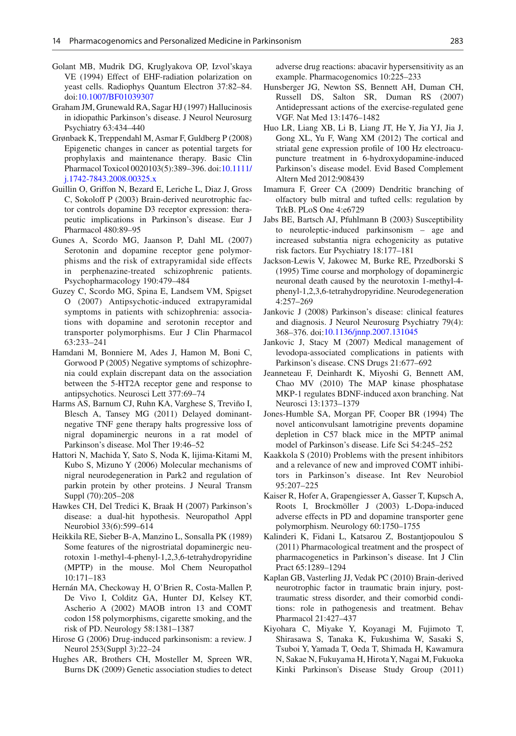Golant MB, Mudrik DG, Kruglyakova OP, Izvol'skaya VE (1994) Effect of EHF-radiation polarization on yeast cells. Radiophys Quantum Electron 37:82–84. doi:10.1007/BF01039307

Graham JM, Grunewald RA, Sagar HJ (1997) Hallucinosis in idiopathic Parkinson's disease. J Neurol Neurosurg Psychiatry 63:434–440

Grønbaek K, Treppendahl M, Asmar F, Guldberg P (2008) Epigenetic changes in cancer as potential targets for prophylaxis and maintenance therapy. Basic Clin Pharmacol Toxicol 0020103(5):389–396. doi:10.1111/j.1742-7843.2008.00325.x

Guillin O, Griffon N, Bezard E, Leriche L, Diaz J, Gross C, Sokoloff P (2003) Brain-derived neurotrophic factor controls dopamine D3 receptor expression: therapeutic implications in Parkinson's disease. Eur J Pharmacol 480:89–95

Gunes A, Scordo MG, Jaanson P, Dahl ML (2007) Serotonin and dopamine receptor gene polymorphisms and the risk of extrapyramidal side effects in perphenazine-treated schizophrenic patients. Psychopharmacology 190:479–484

Guzey C, Scordo MG, Spina E, Landsem VM, Spigset O (2007) Antipsychotic-induced extrapyramidal symptoms in patients with schizophrenia: associations with dopamine and serotonin receptor and transporter polymorphisms. Eur J Clin Pharmacol 63:233–241

Hamdani M, Bonniere M, Ades J, Hamon M, Boni C, Gorwood P (2005) Negative symptoms of schizophrenia could explain discrepant data on the association between the 5-HT2A receptor gene and response to antipsychotics. Neurosci Lett 377:69–74

Harms AS, Barnum CJ, Ruhn KA, Varghese S, Treviño I, Blesch A, Tansey MG (2011) Delayed dominant-negative TNF gene therapy halts progressive loss of nigral dopaminergic neurons in a rat model of Parkinson's disease. Mol Ther 19:46–52

Hattori N, Machida Y, Sato S, Noda K, Iijima-Kitami M, Kubo S, Mizuno Y (2006) Molecular mechanisms of nigral neurodegeneration in Park2 and regulation of parkin protein by other proteins. J Neural Transm Suppl (70):205–208

Hawkes CH, Del Tredici K, Braak H (2007) Parkinson's disease: a dual-hit hypothesis. Neuropathol Appl Neurobiol 33(6):599–614

Heikkila RE, Sieber B-A, Manzino L, Sonsalla PK (1989) Some features of the nigrostriatal dopaminergic neurotoxin 1-methyl-4-phenyl-1,2,3,6-tetrahydropyridine (MPTP) in the mouse. Mol Chem Neuropathol 10:171–183

Hernán MA, Checkoway H, O'Brien R, Costa-Mallen P, De Vivo I, Colditz GA, Hunter DJ, Kelsey KT, Ascherio A (2002) MAOB intron 13 and COMT codon 158 polymorphisms, cigarette smoking, and the risk of PD. Neurology 58:1381–1387

Hirose G (2006) Drug-induced parkinsonism: a review. J Neurol 253(Suppl 3):22–24

Hughes AR, Brothers CH, Mosteller M, Spreen WR, Burns DK (2009) Genetic association studies to detect adverse drug reactions: abacavir hypersensitivity as an example. Pharmacogenomics 10:225–233

Hunsberger JG, Newton SS, Bennett AH, Duman CH, Russell DS, Salton SR, Duman RS (2007) Antidepressant actions of the exercise-regulated gene VGF. Nat Med 13:1476–1482

Huo LR, Liang XB, Li B, Liang JT, He Y, Jia YJ, Jia J, Gong XL, Yu F, Wang XM (2012) The cortical and striatal gene expression profile of 100 Hz electroacupuncture treatment in 6-hydroxydopamine-induced Parkinson's disease model. Evid Based Complement Altern Med 2012:908439

Imamura F, Greer CA (2009) Dendritic branching of olfactory bulb mitral and tufted cells: regulation by TrkB. PLoS One 4:e6729

Jabs BE, Bartsch AJ, Pfuhlmann B (2003) Susceptibility to neuroleptic-induced parkinsonism – age and increased substantia nigra echogenicity as putative risk factors. Eur Psychiatry 18:177–181

Jackson-Lewis V, Jakowec M, Burke RE, Przedborski S (1995) Time course and morphology of dopaminergic neuronal death caused by the neurotoxin 1-methyl-4-phenyl-1,2,3,6-tetrahydropyridine. Neurodegeneration 4:257–269

Jankovic J (2008) Parkinson's disease: clinical features and diagnosis. J Neurol Neurosurg Psychiatry 79(4): 368–376. doi:10.1136/jnnp.2007.131045

Jankovic J, Stacy M (2007) Medical management of levodopa-associated complications in patients with Parkinson's disease. CNS Drugs 21:677–692

Jeanneteau F, Deinhardt K, Miyoshi G, Bennett AM, Chao MV (2010) The MAP kinase phosphatase MKP-1 regulates BDNF-induced axon branching. Nat Neurosci 13:1373–1379

Jones-Humble SA, Morgan PF, Cooper BR (1994) The novel anticonvulsant lamotrigine prevents dopamine depletion in C57 black mice in the MPTP animal model of Parkinson's disease. Life Sci 54:245–252

Kaakkola S (2010) Problems with the present inhibitors and a relevance of new and improved COMT inhibitors in Parkinson's disease. Int Rev Neurobiol 95:207–225

Kaiser R, Hofer A, Grapengiesser A, Gasser T, Kupsch A, Roots I, Brockmöller J (2003) L-Dopa-induced adverse effects in PD and dopamine transporter gene polymorphism. Neurology 60:1750–1755

Kalinderi K, Fidani L, Katsarou Z, Bostantjopoulou S (2011) Pharmacological treatment and the prospect of pharmacogenetics in Parkinson's disease. Int J Clin Pract 65:1289–1294

Kaplan GB, Vasterling JJ, Vedak PC (2010) Brain-derived neurotrophic factor in traumatic brain injury, post-traumatic stress disorder, and their comorbid conditions: role in pathogenesis and treatment. Behav Pharmacol 21:427–437

Kiyohara C, Miyake Y, Koyanagi M, Fujimoto T, Shirasawa S, Tanaka K, Fukushima W, Sasaki S, Tsuboi Y, Yamada T, Oeda T, Shimada H, Kawamura N, Sakae N, Fukuyama H, Hirota Y, Nagai M, Fukuoka Kinki Parkinson's Disease Study Group (2011)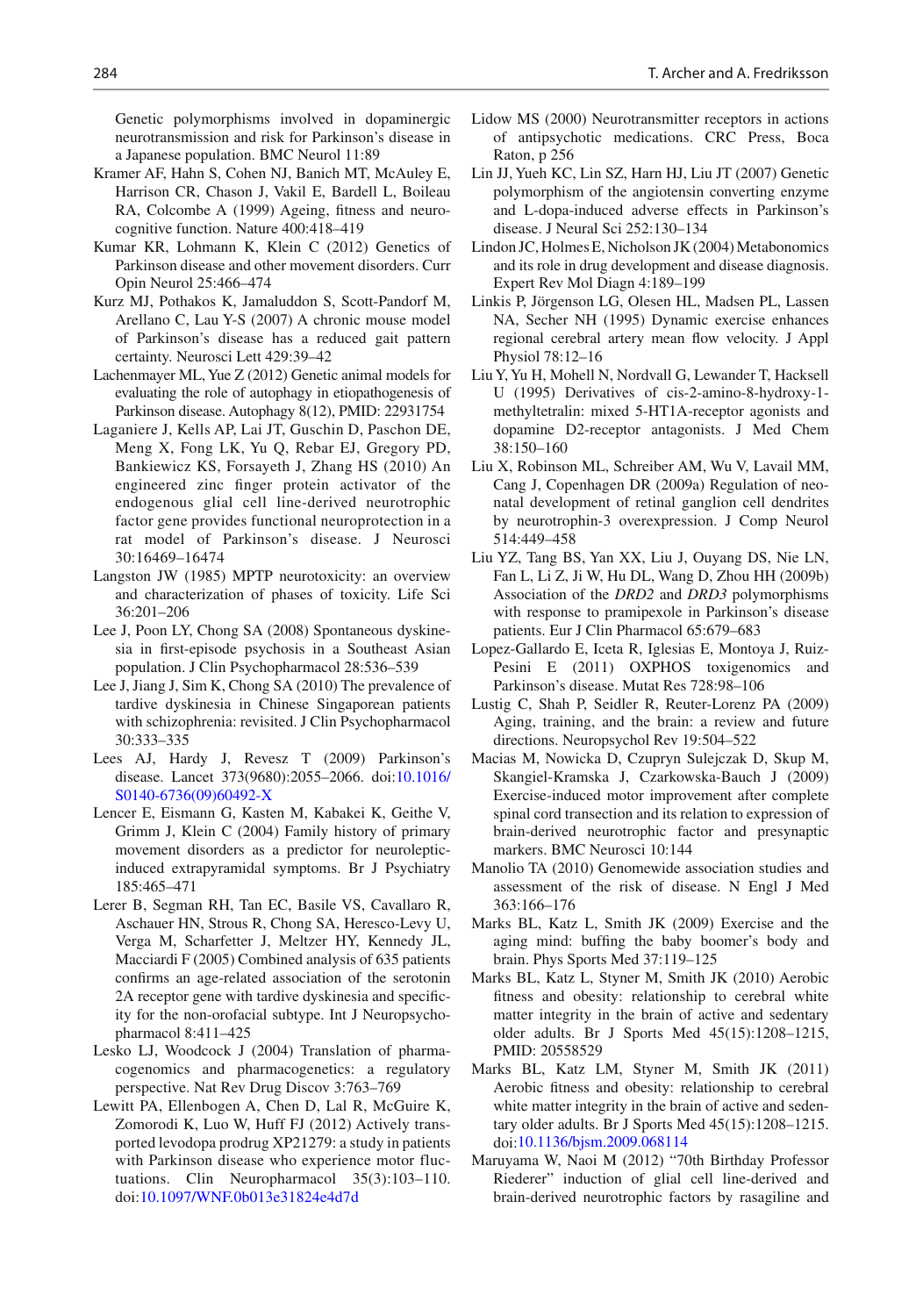Genetic polymorphisms involved in dopaminergic neurotransmission and risk for Parkinson's disease in a Japanese population. BMC Neurol 11:89

Kramer AF, Hahn S, Cohen NJ, Banich MT, McAuley E, Harrison CR, Chason J, Vakil E, Bardell L, Boileau RA, Colcombe A (1999) Ageing, fitness and neurocognitive function. Nature 400:418–419

Kumar KR, Lohmann K, Klein C (2012) Genetics of Parkinson disease and other movement disorders. Curr Opin Neurol 25:466–474

Kurz MJ, Pothakos K, Jamaluddon S, Scott-Pandorf M, Arellano C, Lau Y-S (2007) A chronic mouse model of Parkinson's disease has a reduced gait pattern certainty. Neurosci Lett 429:39–42

Lachenmayer ML, Yue Z (2012) Genetic animal models for evaluating the role of autophagy in etiopathogenesis of Parkinson disease. Autophagy 8(12), PMID: 22931754

Laganiere J, Kells AP, Lai JT, Guschin D, Paschon DE, Meng X, Fong LK, Yu Q, Rebar EJ, Gregory PD, Bankiewicz KS, Forsayeth J, Zhang HS (2010) An engineered zinc finger protein activator of the endogenous glial cell line-derived neurotrophic factor gene provides functional neuroprotection in a rat model of Parkinson's disease. J Neurosci 30:16469–16474

Langston JW (1985) MPTP neurotoxicity: an overview and characterization of phases of toxicity. Life Sci 36:201–206

Lee J, Poon LY, Chong SA (2008) Spontaneous dyskinesia in first-episode psychosis in a Southeast Asian population. J Clin Psychopharmacol 28:536–539

Lee J, Jiang J, Sim K, Chong SA (2010) The prevalence of tardive dyskinesia in Chinese Singaporean patients with schizophrenia: revisited. J Clin Psychopharmacol 30:333–335

Lees AJ, Hardy J, Revesz T (2009) Parkinson's disease. Lancet 373(9680):2055–2066. doi:10.1016/S0140-6736(09)60492-X

Lencer E, Eismann G, Kasten M, Kabakei K, Geithe V, Grimm J, Klein C (2004) Family history of primary movement disorders as a predictor for neuroleptic-induced extrapyramidal symptoms. Br J Psychiatry 185:465–471

Lerer B, Segman RH, Tan EC, Basile VS, Cavallaro R, Aschauer HN, Strous R, Chong SA, Heresco-Levy U, Verga M, Scharfetter J, Meltzer HY, Kennedy JL, Macciardi F (2005) Combined analysis of 635 patients confirms an age-related association of the serotonin 2A receptor gene with tardive dyskinesia and specificity for the non-orofacial subtype. Int J Neuropsychopharmacol 8:411–425

Lesko LJ, Woodcock J (2004) Translation of pharmacogenomics and pharmacogenetics: a regulatory perspective. Nat Rev Drug Discov 3:763–769

Lewitt PA, Ellenbogen A, Chen D, Lal R, McGuire K, Zomorodi K, Luo W, Huff FJ (2012) Actively transported levodopa prodrug XP21279: a study in patients with Parkinson disease who experience motor fluctuations. Clin Neuropharmacol 35(3):103–110. doi:10.1097/WNF.0b013e31824e4d7d

Lidow MS (2000) Neurotransmitter receptors in actions of antipsychotic medications. CRC Press, Boca Raton, p 256

Lin JJ, Yueh KC, Lin SZ, Harn HJ, Liu JT (2007) Genetic polymorphism of the angiotensin converting enzyme and L-dopa-induced adverse effects in Parkinson's disease. J Neural Sci 252:130–134

Lindon JC, Holmes E, Nicholson JK (2004) Metabonomics and its role in drug development and disease diagnosis. Expert Rev Mol Diagn 4:189–199

Linkis P, Jörgenson LG, Olesen HL, Madsen PL, Lassen NA, Secher NH (1995) Dynamic exercise enhances regional cerebral artery mean flow velocity. J Appl Physiol 78:12–16

Liu Y, Yu H, Mohell N, Nordvall G, Lewander T, Hacksell U (1995) Derivatives of cis-2-amino-8-hydroxy-1-methyltetralin: mixed 5-HT1A-receptor agonists and dopamine D2-receptor antagonists. J Med Chem 38:150–160

Liu X, Robinson ML, Schreiber AM, Wu V, Lavail MM, Cang J, Copenhagen DR (2009a) Regulation of neonatal development of retinal ganglion cell dendrites by neurotrophin-3 overexpression. J Comp Neurol 514:449–458

Liu YZ, Tang BS, Yan XX, Liu J, Ouyang DS, Nie LN, Fan L, Li Z, Ji W, Hu DL, Wang D, Zhou HH (2009b) Association of the *DRD2* and *DRD3* polymorphisms with response to pramipexole in Parkinson's disease patients. Eur J Clin Pharmacol 65:679–683

Lopez-Gallardo E, Iceta R, Iglesias E, Montoya J, Ruiz-Pesini E (2011) OXPHOS toxigenomics and Parkinson's disease. Mutat Res 728:98–106

Lustig C, Shah P, Seidler R, Reuter-Lorenz PA (2009) Aging, training, and the brain: a review and future directions. Neuropsychol Rev 19:504–522

Macias M, Nowicka D, Czupryn Sulejczak D, Skup M, Skangiel-Kramska J, Czarkowska-Bauch J (2009) Exercise-induced motor improvement after complete spinal cord transection and its relation to expression of brain-derived neurotrophic factor and presynaptic markers. BMC Neurosci 10:144

Manolio TA (2010) Genomewide association studies and assessment of the risk of disease. N Engl J Med 363:166–176

Marks BL, Katz L, Smith JK (2009) Exercise and the aging mind: buffing the baby boomer's body and brain. Phys Sports Med 37:119–125

Marks BL, Katz L, Styner M, Smith JK (2010) Aerobic fitness and obesity: relationship to cerebral white matter integrity in the brain of active and sedentary older adults. Br J Sports Med 45(15):1208–1215, PMID: 20558529

Marks BL, Katz LM, Styner M, Smith JK (2011) Aerobic fitness and obesity: relationship to cerebral white matter integrity in the brain of active and sedentary older adults. Br J Sports Med 45(15):1208–1215. doi:10.1136/bjsm.2009.068114

Maruyama W, Naoi M (2012) "70th Birthday Professor Riederer" induction of glial cell line-derived and brain-derived neurotrophic factors by rasagiline and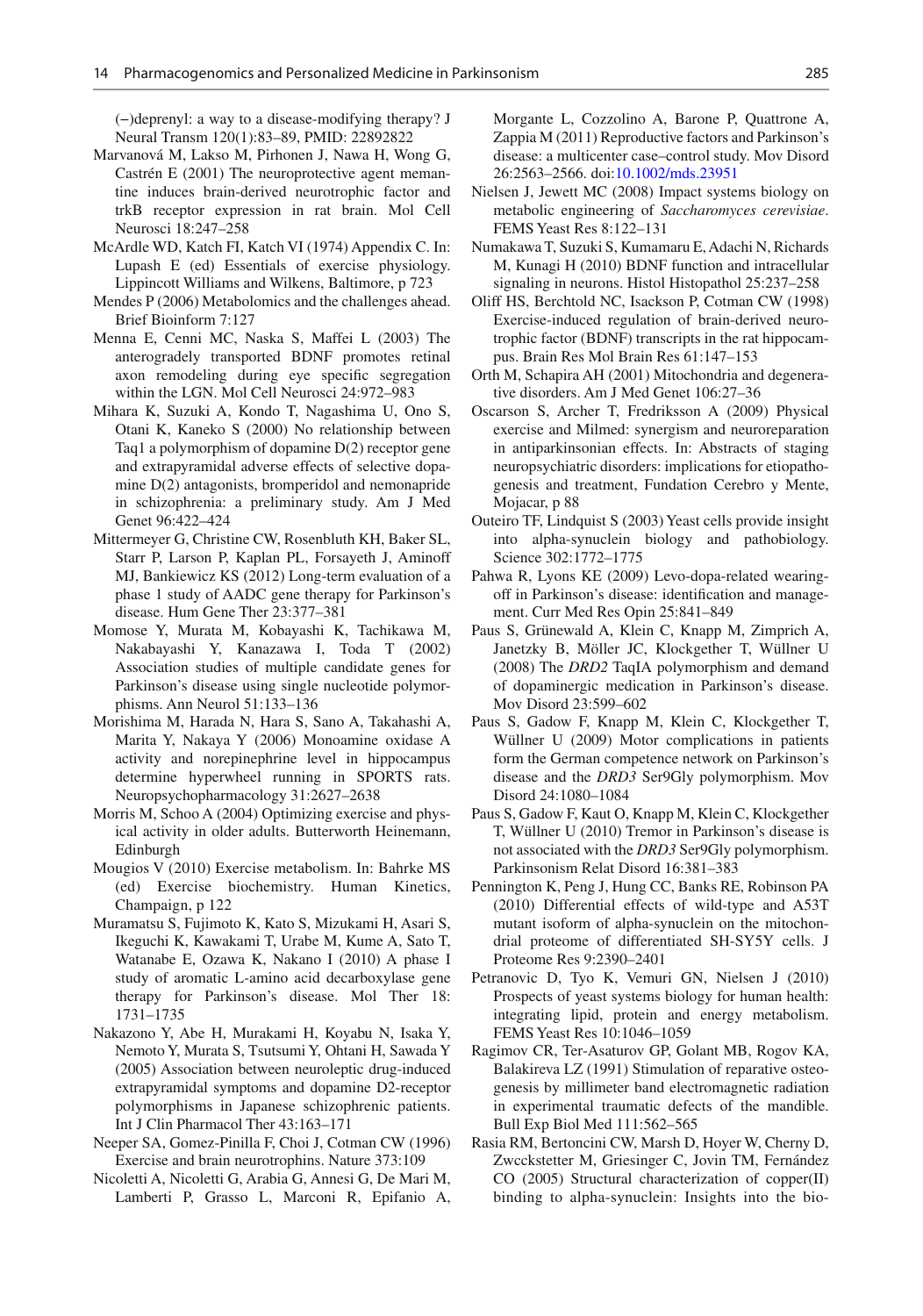(−)deprenyl: a way to a disease-modifying therapy? J Neural Transm 120(1):83–89, PMID: 22892822

Marvanová M, Lakso M, Pirhonen J, Nawa H, Wong G, Castrén E (2001) The neuroprotective agent memantine induces brain-derived neurotrophic factor and trkB receptor expression in rat brain. Mol Cell Neurosci 18:247–258

McArdle WD, Katch FI, Katch VI (1974) Appendix C. In: Lupash E (ed) Essentials of exercise physiology. Lippincott Williams and Wilkens, Baltimore, p 723

Mendes P (2006) Metabolomics and the challenges ahead. Brief Bioinform 7:127

Menna E, Cenni MC, Naska S, Maffei L (2003) The anterogradely transported BDNF promotes retinal axon remodeling during eye specific segregation within the LGN. Mol Cell Neurosci 24:972–983

Mihara K, Suzuki A, Kondo T, Nagashima U, Ono S, Otani K, Kaneko S (2000) No relationship between Taq1 a polymorphism of dopamine D(2) receptor gene and extrapyramidal adverse effects of selective dopamine D(2) antagonists, bromperidol and nemonapride in schizophrenia: a preliminary study. Am J Med Genet 96:422–424

Mittermeyer G, Christine CW, Rosenbluth KH, Baker SL, Starr P, Larson P, Kaplan PL, Forsayeth J, Aminoff MJ, Bankiewicz KS (2012) Long-term evaluation of a phase 1 study of AADC gene therapy for Parkinson's disease. Hum Gene Ther 23:377–381

Momose Y, Murata M, Kobayashi K, Tachikawa M, Nakabayashi Y, Kanazawa I, Toda T (2002) Association studies of multiple candidate genes for Parkinson's disease using single nucleotide polymorphisms. Ann Neurol 51:133–136

Morishima M, Harada N, Hara S, Sano A, Takahashi A, Marita Y, Nakaya Y (2006) Monoamine oxidase A activity and norepinephrine level in hippocampus determine hyperwheel running in SPORTS rats. Neuropsychopharmacology 31:2627–2638

Morris M, Schoo A (2004) Optimizing exercise and physical activity in older adults. Butterworth Heinemann, Edinburgh

Mougios V (2010) Exercise metabolism. In: Bahrke MS (ed) Exercise biochemistry. Human Kinetics, Champaign, p 122

Muramatsu S, Fujimoto K, Kato S, Mizukami H, Asari S, Ikeguchi K, Kawakami T, Urabe M, Kume A, Sato T, Watanabe E, Ozawa K, Nakano I (2010) A phase I study of aromatic L-amino acid decarboxylase gene therapy for Parkinson's disease. Mol Ther 18: 1731–1735

Nakazono Y, Abe H, Murakami H, Koyabu N, Isaka Y, Nemoto Y, Murata S, Tsutsumi Y, Ohtani H, Sawada Y (2005) Association between neuroleptic drug-induced extrapyramidal symptoms and dopamine D2-receptor polymorphisms in Japanese schizophrenic patients. Int J Clin Pharmacol Ther 43:163–171

Neeper SA, Gomez-Pinilla F, Choi J, Cotman CW (1996) Exercise and brain neurotrophins. Nature 373:109

Nicoletti A, Nicoletti G, Arabia G, Annesi G, De Mari M, Lamberti P, Grasso L, Marconi R, Epifanio A, Morgante L, Cozzolino A, Barone P, Quattrone A, Zappia M (2011) Reproductive factors and Parkinson's disease: a multicenter case–control study. Mov Disord 26:2563–2566. doi:10.1002/mds.23951

Nielsen J, Jewett MC (2008) Impact systems biology on metabolic engineering of *Saccharomyces cerevisiae*. FEMS Yeast Res 8:122–131

Numakawa T, Suzuki S, Kumamaru E, Adachi N, Richards M, Kunagi H (2010) BDNF function and intracellular signaling in neurons. Histol Histopathol 25:237–258

Oliff HS, Berchtold NC, Isackson P, Cotman CW (1998) Exercise-induced regulation of brain-derived neurotrophic factor (BDNF) transcripts in the rat hippocampus. Brain Res Mol Brain Res 61:147–153

Orth M, Schapira AH (2001) Mitochondria and degenerative disorders. Am J Med Genet 106:27–36

Oscarson S, Archer T, Fredriksson A (2009) Physical exercise and Milmed: synergism and neuroreparation in antiparkinsonian effects. In: Abstracts of staging neuropsychiatric disorders: implications for etiopathogenesis and treatment, Fundation Cerebro y Mente, Mojacar, p 88

Outeiro TF, Lindquist S (2003) Yeast cells provide insight into alpha-synuclein biology and pathobiology. Science 302:1772–1775

Pahwa R, Lyons KE (2009) Levo-dopa-related wearing-off in Parkinson's disease: identification and management. Curr Med Res Opin 25:841–849

Paus S, Grünewald A, Klein C, Knapp M, Zimprich A, Janetzky B, Möller JC, Klockgether T, Wüllner U (2008) The *DRD2* TaqIA polymorphism and demand of dopaminergic medication in Parkinson's disease. Mov Disord 23:599–602

Paus S, Gadow F, Knapp M, Klein C, Klockgether T, Wüllner U (2009) Motor complications in patients form the German competence network on Parkinson's disease and the *DRD3* Ser9Gly polymorphism. Mov Disord 24:1080–1084

Paus S, Gadow F, Kaut O, Knapp M, Klein C, Klockgether T, Wüllner U (2010) Tremor in Parkinson's disease is not associated with the *DRD3* Ser9Gly polymorphism. Parkinsonism Relat Disord 16:381–383

Pennington K, Peng J, Hung CC, Banks RE, Robinson PA (2010) Differential effects of wild-type and A53T mutant isoform of alpha-synuclein on the mitochondrial proteome of differentiated SH-SY5Y cells. J Proteome Res 9:2390–2401

Petranovic D, Tyo K, Vemuri GN, Nielsen J (2010) Prospects of yeast systems biology for human health: integrating lipid, protein and energy metabolism. FEMS Yeast Res 10:1046–1059

Ragimov CR, Ter-Asaturov GP, Golant MB, Rogov KA, Balakireva LZ (1991) Stimulation of reparative osteogenesis by millimeter band electromagnetic radiation in experimental traumatic defects of the mandible. Bull Exp Biol Med 111:562–565

Rasia RM, Bertoncini CW, Marsh D, Hoyer W, Cherny D, Zwcckstetter M, Griesinger C, Jovin TM, Fernández CO (2005) Structural characterization of copper(II) binding to alpha-synuclein: Insights into the bio-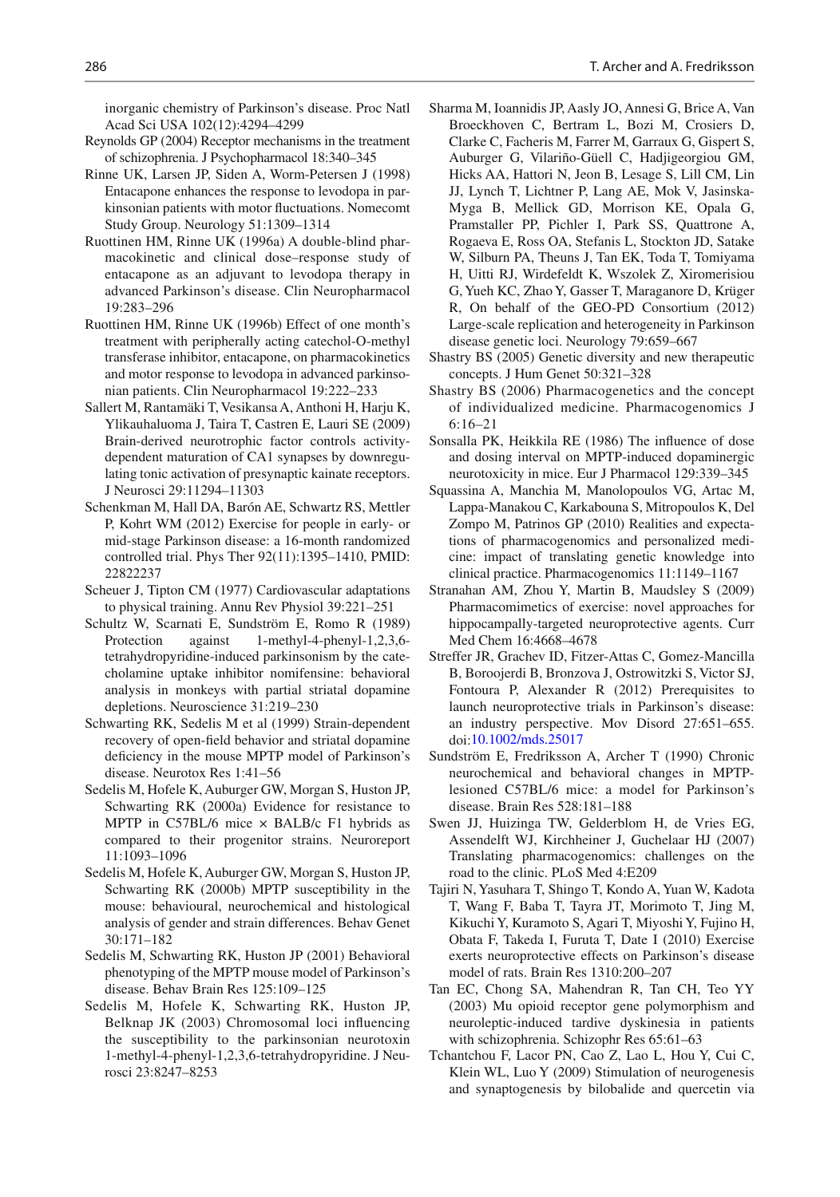inorganic chemistry of Parkinson's disease. Proc Natl Acad Sci USA 102(12):4294–4299

Reynolds GP (2004) Receptor mechanisms in the treatment of schizophrenia. J Psychopharmacol 18:340–345

Rinne UK, Larsen JP, Siden A, Worm-Petersen J (1998) Entacapone enhances the response to levodopa in parkinsonian patients with motor fluctuations. Nomecomt Study Group. Neurology 51:1309–1314

Ruottinen HM, Rinne UK (1996a) A double-blind pharmacokinetic and clinical dose–response study of entacapone as an adjuvant to levodopa therapy in advanced Parkinson's disease. Clin Neuropharmacol 19:283–296

Ruottinen HM, Rinne UK (1996b) Effect of one month's treatment with peripherally acting catechol-O-methyl transferase inhibitor, entacapone, on pharmacokinetics and motor response to levodopa in advanced parkinsonian patients. Clin Neuropharmacol 19:222–233

Sallert M, Rantamäki T, Vesikansa A, Anthoni H, Harju K, Ylikauhaluoma J, Taira T, Castren E, Lauri SE (2009) Brain-derived neurotrophic factor controls activity-dependent maturation of CA1 synapses by downregulating tonic activation of presynaptic kainate receptors. J Neurosci 29:11294–11303

Schenkman M, Hall DA, Barón AE, Schwartz RS, Mettler P, Kohrt WM (2012) Exercise for people in early- or mid-stage Parkinson disease: a 16-month randomized controlled trial. Phys Ther 92(11):1395–1410, PMID: 22822237

Scheuer J, Tipton CM (1977) Cardiovascular adaptations to physical training. Annu Rev Physiol 39:221–251

Schultz W, Scarnati E, Sundström E, Romo R (1989) Protection against 1-methyl-4-phenyl-1,2,3,6-tetrahydropyridine-induced parkinsonism by the catecholamine uptake inhibitor nomifensine: behavioral analysis in monkeys with partial striatal dopamine depletions. Neuroscience 31:219–230

Schwarting RK, Sedelis M et al (1999) Strain-dependent recovery of open-field behavior and striatal dopamine deficiency in the mouse MPTP model of Parkinson's disease. Neurotox Res 1:41–56

Sedelis M, Hofele K, Auburger GW, Morgan S, Huston JP, Schwarting RK (2000a) Evidence for resistance to MPTP in C57BL/6 mice × BALB/c F1 hybrids as compared to their progenitor strains. Neuroreport 11:1093–1096

Sedelis M, Hofele K, Auburger GW, Morgan S, Huston JP, Schwarting RK (2000b) MPTP susceptibility in the mouse: behavioural, neurochemical and histological analysis of gender and strain differences. Behav Genet 30:171–182

Sedelis M, Schwarting RK, Huston JP (2001) Behavioral phenotyping of the MPTP mouse model of Parkinson's disease. Behav Brain Res 125:109–125

Sedelis M, Hofele K, Schwarting RK, Huston JP, Belknap JK (2003) Chromosomal loci influencing the susceptibility to the parkinsonian neurotoxin 1-methyl-4-phenyl-1,2,3,6-tetrahydropyridine. J Neurosci 23:8247–8253

Sharma M, Ioannidis JP, Aasly JO, Annesi G, Brice A, Van Broeckhoven C, Bertram L, Bozi M, Crosiers D, Clarke C, Facheris M, Farrer M, Garraux G, Gispert S, Auburger G, Vilariño-Güell C, Hadjigeorgiou GM, Hicks AA, Hattori N, Jeon B, Lesage S, Lill CM, Lin JJ, Lynch T, Lichtner P, Lang AE, Mok V, Jasinska-Myga B, Mellick GD, Morrison KE, Opala G, Pramstaller PP, Pichler I, Park SS, Quattrone A, Rogaeva E, Ross OA, Stefanis L, Stockton JD, Satake W, Silburn PA, Theuns J, Tan EK, Toda T, Tomiyama H, Uitti RJ, Wirdefeldt K, Wszolek Z, Xiromerisiou G, Yueh KC, Zhao Y, Gasser T, Maraganore D, Krüger R, On behalf of the GEO-PD Consortium (2012) Large-scale replication and heterogeneity in Parkinson disease genetic loci. Neurology 79:659–667

Shastry BS (2005) Genetic diversity and new therapeutic concepts. J Hum Genet 50:321–328

Shastry BS (2006) Pharmacogenetics and the concept of individualized medicine. Pharmacogenomics J 6:16–21

Sonsalla PK, Heikkila RE (1986) The influence of dose and dosing interval on MPTP-induced dopaminergic neurotoxicity in mice. Eur J Pharmacol 129:339–345

Squassina A, Manchia M, Manolopoulos VG, Artac M, Lappa-Manakou C, Karkabouna S, Mitropoulos K, Del Zompo M, Patrinos GP (2010) Realities and expectations of pharmacogenomics and personalized medicine: impact of translating genetic knowledge into clinical practice. Pharmacogenomics 11:1149–1167

Stranahan AM, Zhou Y, Martin B, Maudsley S (2009) Pharmacomimetics of exercise: novel approaches for hippocampally-targeted neuroprotective agents. Curr Med Chem 16:4668–4678

Streffer JR, Grachev ID, Fitzer-Attas C, Gomez-Mancilla B, Boroojerdi B, Bronzova J, Ostrowitzki S, Victor SJ, Fontoura P, Alexander R (2012) Prerequisites to launch neuroprotective trials in Parkinson's disease: an industry perspective. Mov Disord 27:651–655. doi:10.1002/mds.25017

Sundström E, Fredriksson A, Archer T (1990) Chronic neurochemical and behavioral changes in MPTP-lesioned C57BL/6 mice: a model for Parkinson's disease. Brain Res 528:181–188

Swen JJ, Huizinga TW, Gelderblom H, de Vries EG, Assendelft WJ, Kirchheiner J, Guchelaar HJ (2007) Translating pharmacogenomics: challenges on the road to the clinic. PLoS Med 4:E209

Tajiri N, Yasuhara T, Shingo T, Kondo A, Yuan W, Kadota T, Wang F, Baba T, Tayra JT, Morimoto T, Jing M, Kikuchi Y, Kuramoto S, Agari T, Miyoshi Y, Fujino H, Obata F, Takeda I, Furuta T, Date I (2010) Exercise exerts neuroprotective effects on Parkinson's disease model of rats. Brain Res 1310:200–207

Tan EC, Chong SA, Mahendran R, Tan CH, Teo YY (2003) Mu opioid receptor gene polymorphism and neuroleptic-induced tardive dyskinesia in patients with schizophrenia. Schizophr Res 65:61–63

Tchantchou F, Lacor PN, Cao Z, Lao L, Hou Y, Cui C, Klein WL, Luo Y (2009) Stimulation of neurogenesis and synaptogenesis by bilobalide and quercetin via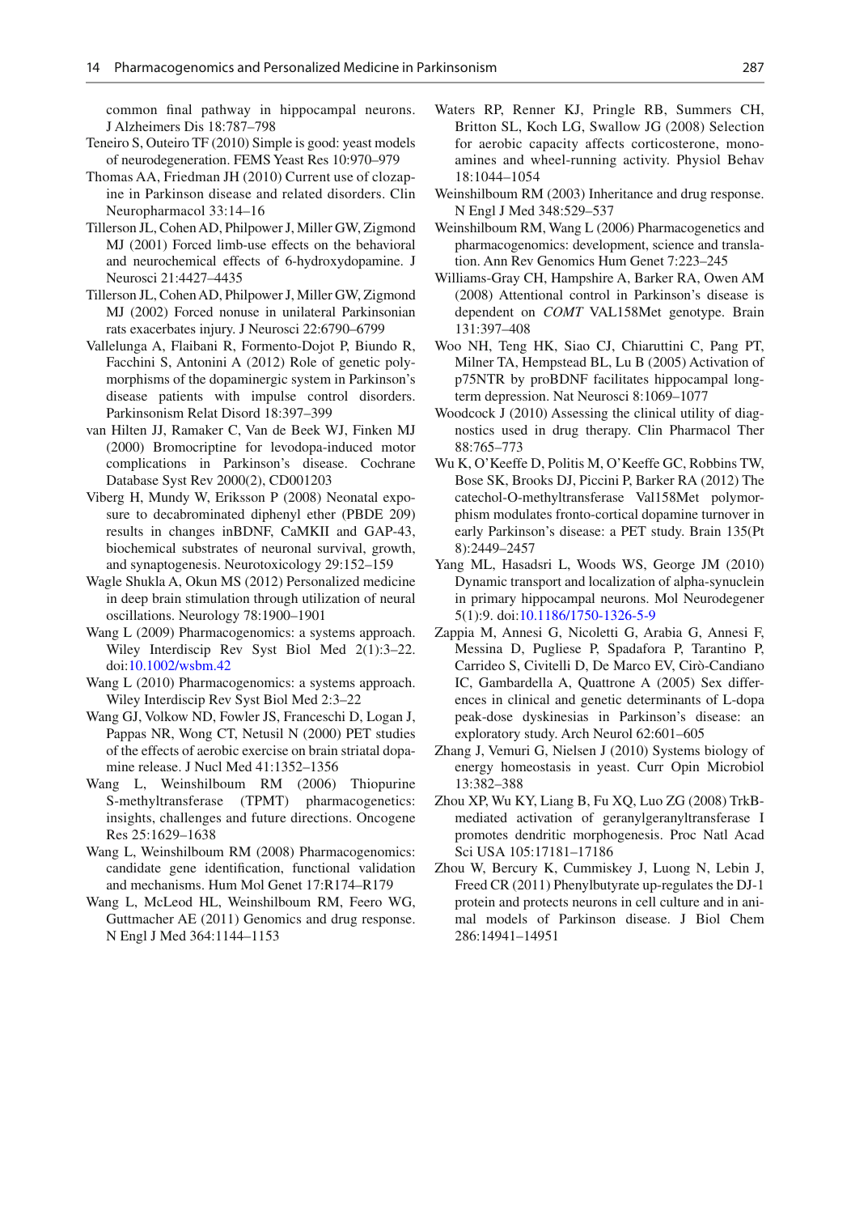common final pathway in hippocampal neurons. J Alzheimers Dis 18:787–798

Teneiro S, Outeiro TF (2010) Simple is good: yeast models of neurodegeneration. FEMS Yeast Res 10:970–979

Thomas AA, Friedman JH (2010) Current use of clozapine in Parkinson disease and related disorders. Clin Neuropharmacol 33:14–16

Tillerson JL, Cohen AD, Philpower J, Miller GW, Zigmond MJ (2001) Forced limb-use effects on the behavioral and neurochemical effects of 6-hydroxydopamine. J Neurosci 21:4427–4435

Tillerson JL, Cohen AD, Philpower J, Miller GW, Zigmond MJ (2002) Forced nonuse in unilateral Parkinsonian rats exacerbates injury. J Neurosci 22:6790–6799

Vallelunga A, Flaibani R, Formento-Dojot P, Biundo R, Facchini S, Antonini A (2012) Role of genetic polymorphisms of the dopaminergic system in Parkinson's disease patients with impulse control disorders. Parkinsonism Relat Disord 18:397–399

van Hilten JJ, Ramaker C, Van de Beek WJ, Finken MJ (2000) Bromocriptine for levodopa-induced motor complications in Parkinson's disease. Cochrane Database Syst Rev 2000(2), CD001203

Viberg H, Mundy W, Eriksson P (2008) Neonatal exposure to decabrominated diphenyl ether (PBDE 209) results in changes inBDNF, CaMKII and GAP-43, biochemical substrates of neuronal survival, growth, and synaptogenesis. Neurotoxicology 29:152–159

Wagle Shukla A, Okun MS (2012) Personalized medicine in deep brain stimulation through utilization of neural oscillations. Neurology 78:1900–1901

Wang L (2009) Pharmacogenomics: a systems approach. Wiley Interdiscip Rev Syst Biol Med 2(1):3–22. doi:10.1002/wsbm.42

Wang L (2010) Pharmacogenomics: a systems approach. Wiley Interdiscip Rev Syst Biol Med 2:3–22

Wang GJ, Volkow ND, Fowler JS, Franceschi D, Logan J, Pappas NR, Wong CT, Netusil N (2000) PET studies of the effects of aerobic exercise on brain striatal dopamine release. J Nucl Med 41:1352–1356

Wang L, Weinshilboum RM (2006) Thiopurine S-methyltransferase (TPMT) pharmacogenetics: insights, challenges and future directions. Oncogene Res 25:1629–1638

Wang L, Weinshilboum RM (2008) Pharmacogenomics: candidate gene identification, functional validation and mechanisms. Hum Mol Genet 17:R174–R179

Wang L, McLeod HL, Weinshilboum RM, Feero WG, Guttmacher AE (2011) Genomics and drug response. N Engl J Med 364:1144–1153

Waters RP, Renner KJ, Pringle RB, Summers CH, Britton SL, Koch LG, Swallow JG (2008) Selection for aerobic capacity affects corticosterone, monoamines and wheel-running activity. Physiol Behav 18:1044–1054

Weinshilboum RM (2003) Inheritance and drug response. N Engl J Med 348:529–537

Weinshilboum RM, Wang L (2006) Pharmacogenetics and pharmacogenomics: development, science and translation. Ann Rev Genomics Hum Genet 7:223–245

Williams-Gray CH, Hampshire A, Barker RA, Owen AM (2008) Attentional control in Parkinson's disease is dependent on *COMT* VAL158Met genotype. Brain 131:397–408

Woo NH, Teng HK, Siao CJ, Chiaruttini C, Pang PT, Milner TA, Hempstead BL, Lu B (2005) Activation of p75NTR by proBDNF facilitates hippocampal long-term depression. Nat Neurosci 8:1069–1077

Woodcock J (2010) Assessing the clinical utility of diagnostics used in drug therapy. Clin Pharmacol Ther 88:765–773

Wu K, O'Keeffe D, Politis M, O'Keeffe GC, Robbins TW, Bose SK, Brooks DJ, Piccini P, Barker RA (2012) The catechol-O-methyltransferase Val158Met polymorphism modulates fronto-cortical dopamine turnover in early Parkinson's disease: a PET study. Brain 135(Pt 8):2449–2457

Yang ML, Hasadsri L, Woods WS, George JM (2010) Dynamic transport and localization of alpha-synuclein in primary hippocampal neurons. Mol Neurodegener 5(1):9. doi:10.1186/1750-1326-5-9

Zappia M, Annesi G, Nicoletti G, Arabia G, Annesi F, Messina D, Pugliese P, Spadafora P, Tarantino P, Carrideo S, Civitelli D, De Marco EV, Cirò-Candiano IC, Gambardella A, Quattrone A (2005) Sex differences in clinical and genetic determinants of L-dopa peak-dose dyskinesias in Parkinson's disease: an exploratory study. Arch Neurol 62:601–605

Zhang J, Vemuri G, Nielsen J (2010) Systems biology of energy homeostasis in yeast. Curr Opin Microbiol 13:382–388

Zhou XP, Wu KY, Liang B, Fu XQ, Luo ZG (2008) TrkB-mediated activation of geranylgeranyltransferase I promotes dendritic morphogenesis. Proc Natl Acad Sci USA 105:17181–17186

Zhou W, Bercury K, Cummiskey J, Luong N, Lebin J, Freed CR (2011) Phenylbutyrate up-regulates the DJ-1 protein and protects neurons in cell culture and in animal models of Parkinson disease. J Biol Chem 286:14941–14951